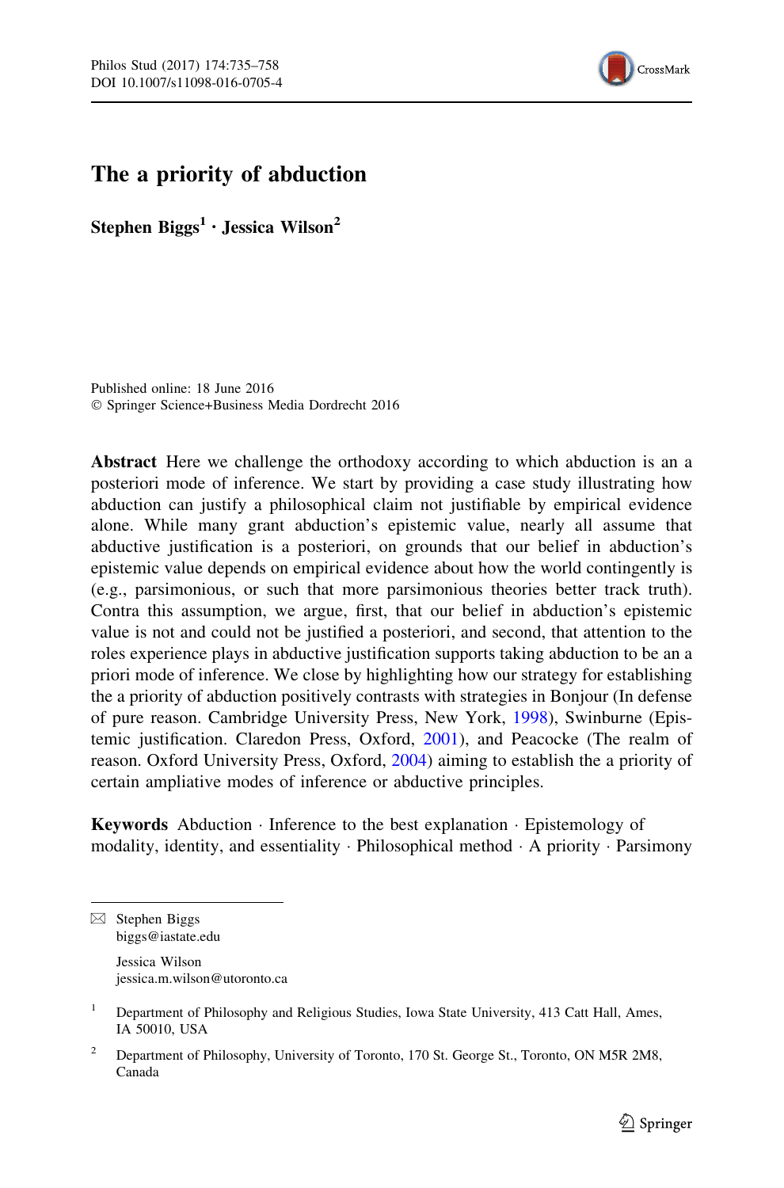# The a priority of abduction

**Stephen Biggs[1] · Jessica Wilson[2]**

Published online: 18 June 2016
© Springer Science+Business Media Dordrecht 2016

**Abstract** Here we challenge the orthodoxy according to which abduction is an a posteriori mode of inference. We start by providing a case study illustrating how abduction can justify a philosophical claim not justifiable by empirical evidence alone. While many grant abduction's epistemic value, nearly all assume that abductive justification is a posteriori, on grounds that our belief in abduction's epistemic value depends on empirical evidence about how the world contingently is (e.g., parsimonious, or such that more parsimonious theories better track truth). Contra this assumption, we argue, first, that our belief in abduction's epistemic value is not and could not be justified a posteriori, and second, that attention to the roles experience plays in abductive justification supports taking abduction to be an a priori mode of inference. We close by highlighting how our strategy for establishing the a priority of abduction positively contrasts with strategies in Bonjour (In defense of pure reason. Cambridge University Press, New York, 1998), Swinburne (Epistemic justification. Claredon Press, Oxford, 2001), and Peacocke (The realm of reason. Oxford University Press, Oxford, 2004) aiming to establish the a priority of certain ampliative modes of inference or abductive principles.

**Keywords** Abduction · Inference to the best explanation · Epistemology of modality, identity, and essentiality · Philosophical method · A priority · Parsimony

---

✉ Stephen Biggs
biggs@iastate.edu

Jessica Wilson
jessica.m.wilson@utoronto.ca

[1] Department of Philosophy and Religious Studies, Iowa State University, 413 Catt Hall, Ames, IA 50010, USA

[2] Department of Philosophy, University of Toronto, 170 St. George St., Toronto, ON M5R 2M8, Canada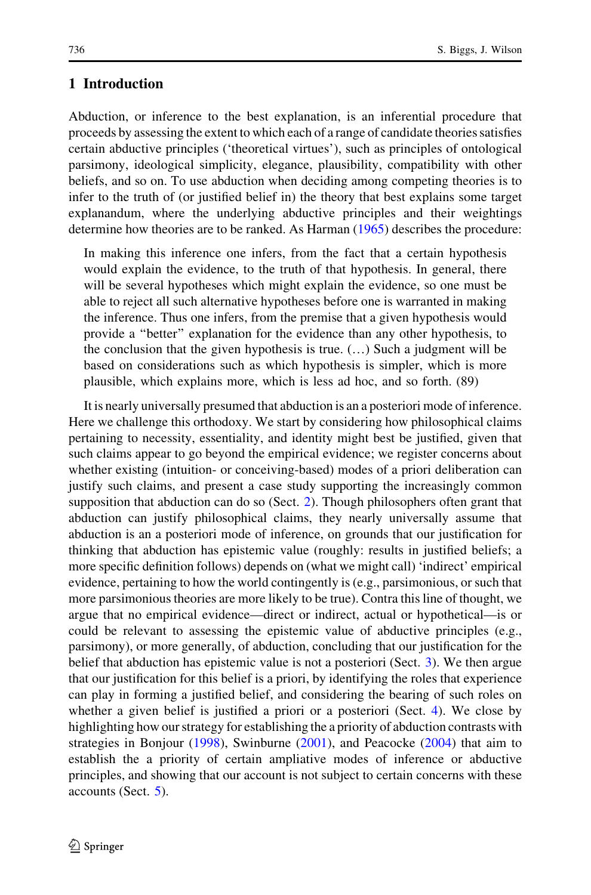## 1 Introduction

Abduction, or inference to the best explanation, is an inferential procedure that proceeds by assessing the extent to which each of a range of candidate theories satisfies certain abductive principles ('theoretical virtues'), such as principles of ontological parsimony, ideological simplicity, elegance, plausibility, compatibility with other beliefs, and so on. To use abduction when deciding among competing theories is to infer to the truth of (or justified belief in) the theory that best explains some target explanandum, where the underlying abductive principles and their weightings determine how theories are to be ranked. As Harman (1965) describes the procedure:

> In making this inference one infers, from the fact that a certain hypothesis would explain the evidence, to the truth of that hypothesis. In general, there will be several hypotheses which might explain the evidence, so one must be able to reject all such alternative hypotheses before one is warranted in making the inference. Thus one infers, from the premise that a given hypothesis would provide a "better" explanation for the evidence than any other hypothesis, to the conclusion that the given hypothesis is true. (…) Such a judgment will be based on considerations such as which hypothesis is simpler, which is more plausible, which explains more, which is less ad hoc, and so forth. (89)

It is nearly universally presumed that abduction is an a posteriori mode of inference. Here we challenge this orthodoxy. We start by considering how philosophical claims pertaining to necessity, essentiality, and identity might best be justified, given that such claims appear to go beyond the empirical evidence; we register concerns about whether existing (intuition- or conceiving-based) modes of a priori deliberation can justify such claims, and present a case study supporting the increasingly common supposition that abduction can do so (Sect. 2). Though philosophers often grant that abduction can justify philosophical claims, they nearly universally assume that abduction is an a posteriori mode of inference, on grounds that our justification for thinking that abduction has epistemic value (roughly: results in justified beliefs; a more specific definition follows) depends on (what we might call) 'indirect' empirical evidence, pertaining to how the world contingently is (e.g., parsimonious, or such that more parsimonious theories are more likely to be true). Contra this line of thought, we argue that no empirical evidence—direct or indirect, actual or hypothetical—is or could be relevant to assessing the epistemic value of abductive principles (e.g., parsimony), or more generally, of abduction, concluding that our justification for the belief that abduction has epistemic value is not a posteriori (Sect. 3). We then argue that our justification for this belief is a priori, by identifying the roles that experience can play in forming a justified belief, and considering the bearing of such roles on whether a given belief is justified a priori or a posteriori (Sect. 4). We close by highlighting how our strategy for establishing the a priority of abduction contrasts with strategies in Bonjour (1998), Swinburne (2001), and Peacocke (2004) that aim to establish the a priority of certain ampliative modes of inference or abductive principles, and showing that our account is not subject to certain concerns with these accounts (Sect. 5).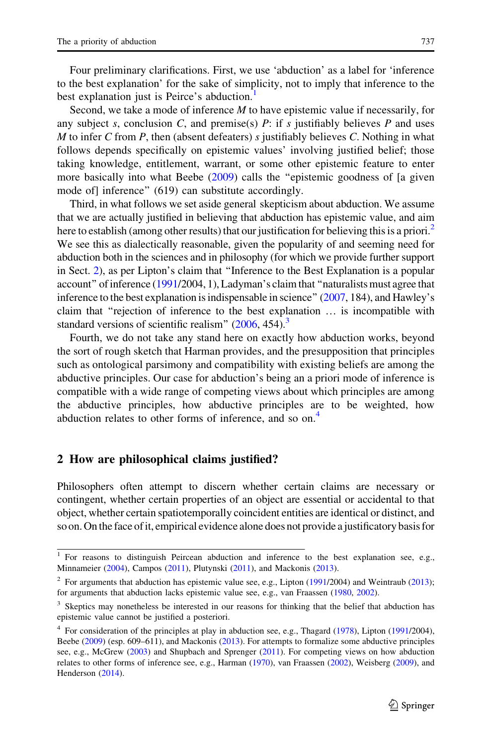Four preliminary clarifications. First, we use 'abduction' as a label for 'inference to the best explanation' for the sake of simplicity, not to imply that inference to the best explanation just is Peirce's abduction.[1]

Second, we take a mode of inference *M* to have epistemic value if necessarily, for any subject *s*, conclusion *C*, and premise(s) *P*: if *s* justifiably believes *P* and uses *M* to infer *C* from *P*, then (absent defeaters) *s* justifiably believes *C*. Nothing in what follows depends specifically on epistemic values' involving justified belief; those taking knowledge, entitlement, warrant, or some other epistemic feature to enter more basically into what Beebe (2009) calls the "epistemic goodness of [a given mode of] inference" (619) can substitute accordingly.

Third, in what follows we set aside general skepticism about abduction. We assume that we are actually justified in believing that abduction has epistemic value, and aim here to establish (among other results) that our justification for believing this is a priori.[2] We see this as dialectically reasonable, given the popularity of and seeming need for abduction both in the sciences and in philosophy (for which we provide further support in Sect. 2), as per Lipton's claim that "Inference to the Best Explanation is a popular account" of inference (1991/2004, 1), Ladyman's claim that "naturalists must agree that inference to the best explanation is indispensable in science" (2007, 184), and Hawley's claim that "rejection of inference to the best explanation … is incompatible with standard versions of scientific realism" (2006, 454).[3]

Fourth, we do not take any stand here on exactly how abduction works, beyond the sort of rough sketch that Harman provides, and the presupposition that principles such as ontological parsimony and compatibility with existing beliefs are among the abductive principles. Our case for abduction's being an a priori mode of inference is compatible with a wide range of competing views about which principles are among the abductive principles, how abductive principles are to be weighted, how abduction relates to other forms of inference, and so on.[4]

## 2 How are philosophical claims justified?

Philosophers often attempt to discern whether certain claims are necessary or contingent, whether certain properties of an object are essential or accidental to that object, whether certain spatiotemporally coincident entities are identical or distinct, and so on. On the face of it, empirical evidence alone does not provide a justificatory basis for

---

[1] For reasons to distinguish Peircean abduction and inference to the best explanation see, e.g., Minnameier (2004), Campos (2011), Plutynski (2011), and Mackonis (2013).

[2] For arguments that abduction has epistemic value see, e.g., Lipton (1991/2004) and Weintraub (2013); for arguments that abduction lacks epistemic value see, e.g., van Fraassen (1980, 2002).

[3] Skeptics may nonetheless be interested in our reasons for thinking that the belief that abduction has epistemic value cannot be justified a posteriori.

[4] For consideration of the principles at play in abduction see, e.g., Thagard (1978), Lipton (1991/2004), Beebe (2009) (esp. 609–611), and Mackonis (2013). For attempts to formalize some abductive principles see, e.g., McGrew (2003) and Shupbach and Sprenger (2011). For competing views on how abduction relates to other forms of inference see, e.g., Harman (1970), van Fraassen (2002), Weisberg (2009), and Henderson (2014).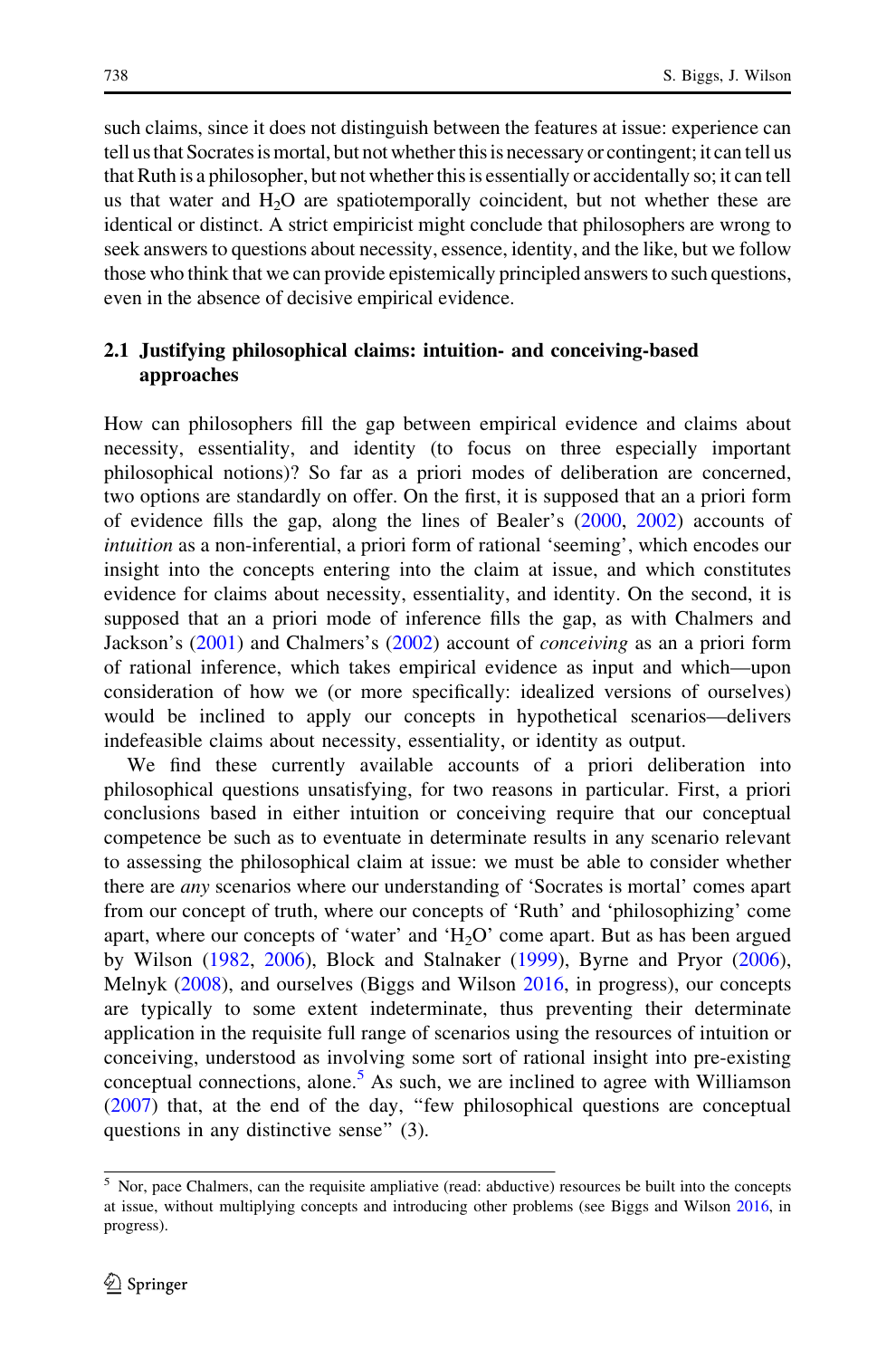such claims, since it does not distinguish between the features at issue: experience can tell us that Socrates is mortal, but not whether this is necessary or contingent; it can tell us that Ruth is a philosopher, but not whether this is essentially or accidentally so; it can tell us that water and $H_2O$ are spatiotemporally coincident, but not whether these are identical or distinct. A strict empiricist might conclude that philosophers are wrong to seek answers to questions about necessity, essence, identity, and the like, but we follow those who think that we can provide epistemically principled answers to such questions, even in the absence of decisive empirical evidence.

### 2.1 Justifying philosophical claims: intuition- and conceiving-based approaches

How can philosophers fill the gap between empirical evidence and claims about necessity, essentiality, and identity (to focus on three especially important philosophical notions)? So far as a priori modes of deliberation are concerned, two options are standardly on offer. On the first, it is supposed that an a priori form of evidence fills the gap, along the lines of Bealer's (2000, 2002) accounts of *intuition* as a non-inferential, a priori form of rational 'seeming', which encodes our insight into the concepts entering into the claim at issue, and which constitutes evidence for claims about necessity, essentiality, and identity. On the second, it is supposed that an a priori mode of inference fills the gap, as with Chalmers and Jackson's (2001) and Chalmers's (2002) account of *conceiving* as an a priori form of rational inference, which takes empirical evidence as input and which—upon consideration of how we (or more specifically: idealized versions of ourselves) would be inclined to apply our concepts in hypothetical scenarios—delivers indefeasible claims about necessity, essentiality, or identity as output.

We find these currently available accounts of a priori deliberation into philosophical questions unsatisfying, for two reasons in particular. First, a priori conclusions based in either intuition or conceiving require that our conceptual competence be such as to eventuate in determinate results in any scenario relevant to assessing the philosophical claim at issue: we must be able to consider whether there are *any* scenarios where our understanding of 'Socrates is mortal' comes apart from our concept of truth, where our concepts of 'Ruth' and 'philosophizing' come apart, where our concepts of 'water' and '$H_2O$' come apart. But as has been argued by Wilson (1982, 2006), Block and Stalnaker (1999), Byrne and Pryor (2006), Melnyk (2008), and ourselves (Biggs and Wilson 2016, in progress), our concepts are typically to some extent indeterminate, thus preventing their determinate application in the requisite full range of scenarios using the resources of intuition or conceiving, understood as involving some sort of rational insight into pre-existing conceptual connections, alone.[5] As such, we are inclined to agree with Williamson (2007) that, at the end of the day, "few philosophical questions are conceptual questions in any distinctive sense" (3).

---

[5] Nor, pace Chalmers, can the requisite ampliative (read: abductive) resources be built into the concepts at issue, without multiplying concepts and introducing other problems (see Biggs and Wilson 2016, in progress).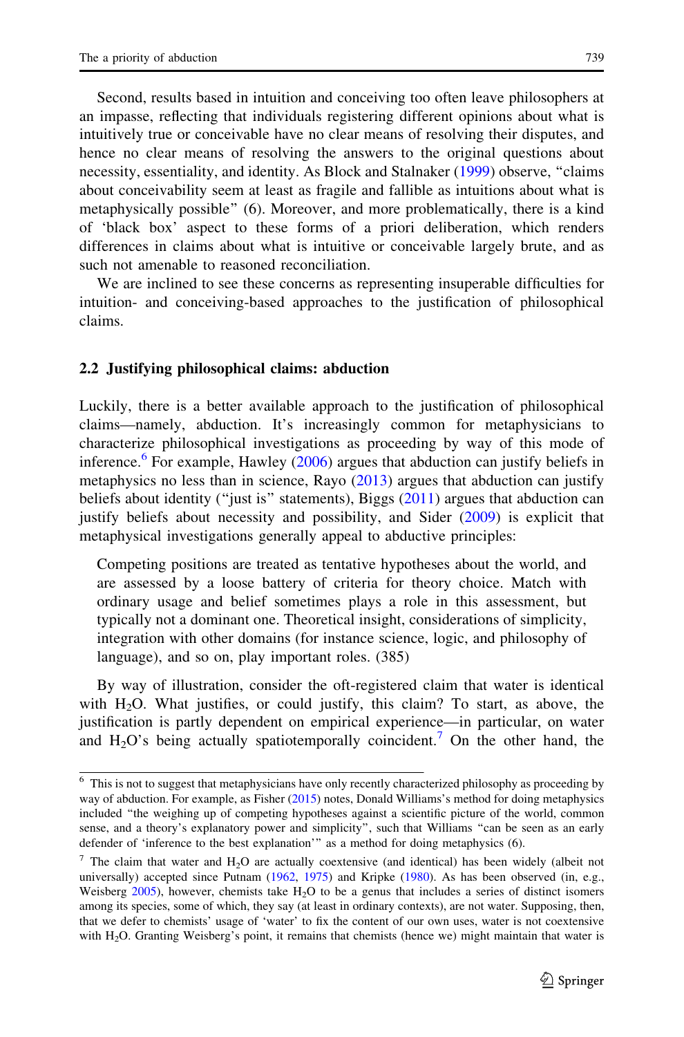Second, results based in intuition and conceiving too often leave philosophers at an impasse, reflecting that individuals registering different opinions about what is intuitively true or conceivable have no clear means of resolving their disputes, and hence no clear means of resolving the answers to the original questions about necessity, essentiality, and identity. As Block and Stalnaker (1999) observe, "claims about conceivability seem at least as fragile and fallible as intuitions about what is metaphysically possible" (6). Moreover, and more problematically, there is a kind of 'black box' aspect to these forms of a priori deliberation, which renders differences in claims about what is intuitive or conceivable largely brute, and as such not amenable to reasoned reconciliation.

We are inclined to see these concerns as representing insuperable difficulties for intuition- and conceiving-based approaches to the justification of philosophical claims.

### 2.2 Justifying philosophical claims: abduction

Luckily, there is a better available approach to the justification of philosophical claims—namely, abduction. It's increasingly common for metaphysicians to characterize philosophical investigations as proceeding by way of this mode of inference.[6] For example, Hawley (2006) argues that abduction can justify beliefs in metaphysics no less than in science, Rayo (2013) argues that abduction can justify beliefs about identity ("just is" statements), Biggs (2011) argues that abduction can justify beliefs about necessity and possibility, and Sider (2009) is explicit that metaphysical investigations generally appeal to abductive principles:

> Competing positions are treated as tentative hypotheses about the world, and are assessed by a loose battery of criteria for theory choice. Match with ordinary usage and belief sometimes plays a role in this assessment, but typically not a dominant one. Theoretical insight, considerations of simplicity, integration with other domains (for instance science, logic, and philosophy of language), and so on, play important roles. (385)

By way of illustration, consider the oft-registered claim that water is identical with $H_2O$. What justifies, or could justify, this claim? To start, as above, the justification is partly dependent on empirical experience—in particular, on water and $H_2O$'s being actually spatiotemporally coincident.[7] On the other hand, the

---

[6] This is not to suggest that metaphysicians have only recently characterized philosophy as proceeding by way of abduction. For example, as Fisher (2015) notes, Donald Williams's method for doing metaphysics included "the weighing up of competing hypotheses against a scientific picture of the world, common sense, and a theory's explanatory power and simplicity", such that Williams "can be seen as an early defender of 'inference to the best explanation'" as a method for doing metaphysics (6).

[7] The claim that water and $H_2O$ are actually coextensive (and identical) has been widely (albeit not universally) accepted since Putnam (1962, 1975) and Kripke (1980). As has been observed (in, e.g., Weisberg 2005), however, chemists take $H_2O$ to be a genus that includes a series of distinct isomers among its species, some of which, they say (at least in ordinary contexts), are not water. Supposing, then, that we defer to chemists' usage of 'water' to fix the content of our own uses, water is not coextensive with $H_2O$. Granting Weisberg's point, it remains that chemists (hence we) might maintain that water is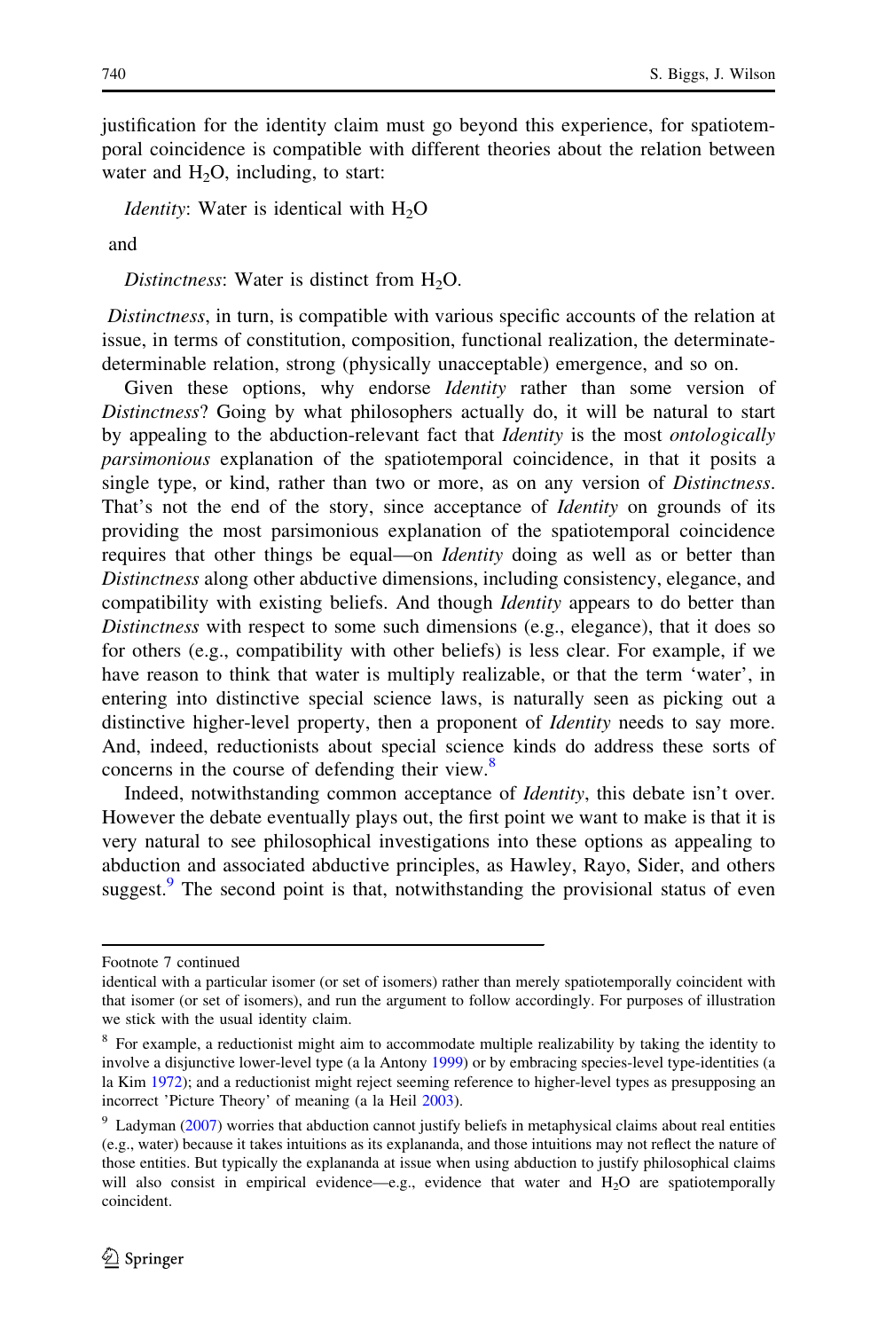justification for the identity claim must go beyond this experience, for spatiotemporal coincidence is compatible with different theories about the relation between water and $H_2O$, including, to start:

*Identity*: Water is identical with $H_2O$

and

*Distinctness*: Water is distinct from $H_2O$.

*Distinctness*, in turn, is compatible with various specific accounts of the relation at issue, in terms of constitution, composition, functional realization, the determinate-determinable relation, strong (physically unacceptable) emergence, and so on.

Given these options, why endorse *Identity* rather than some version of *Distinctness*? Going by what philosophers actually do, it will be natural to start by appealing to the abduction-relevant fact that *Identity* is the most *ontologically parsimonious* explanation of the spatiotemporal coincidence, in that it posits a single type, or kind, rather than two or more, as on any version of *Distinctness*. That's not the end of the story, since acceptance of *Identity* on grounds of its providing the most parsimonious explanation of the spatiotemporal coincidence requires that other things be equal—on *Identity* doing as well as or better than *Distinctness* along other abductive dimensions, including consistency, elegance, and compatibility with existing beliefs. And though *Identity* appears to do better than *Distinctness* with respect to some such dimensions (e.g., elegance), that it does so for others (e.g., compatibility with other beliefs) is less clear. For example, if we have reason to think that water is multiply realizable, or that the term 'water', in entering into distinctive special science laws, is naturally seen as picking out a distinctive higher-level property, then a proponent of *Identity* needs to say more. And, indeed, reductionists about special science kinds do address these sorts of concerns in the course of defending their view.[8]

Indeed, notwithstanding common acceptance of *Identity*, this debate isn't over. However the debate eventually plays out, the first point we want to make is that it is very natural to see philosophical investigations into these options as appealing to abduction and associated abductive principles, as Hawley, Rayo, Sider, and others suggest.[9] The second point is that, notwithstanding the provisional status of even

---

Footnote 7 continued

identical with a particular isomer (or set of isomers) rather than merely spatiotemporally coincident with that isomer (or set of isomers), and run the argument to follow accordingly. For purposes of illustration we stick with the usual identity claim.

[8] For example, a reductionist might aim to accommodate multiple realizability by taking the identity to involve a disjunctive lower-level type (a la Antony 1999) or by embracing species-level type-identities (a la Kim 1972); and a reductionist might reject seeming reference to higher-level types as presupposing an incorrect 'Picture Theory' of meaning (a la Heil 2003).

[9] Ladyman (2007) worries that abduction cannot justify beliefs in metaphysical claims about real entities (e.g., water) because it takes intuitions as its explananda, and those intuitions may not reflect the nature of those entities. But typically the explananda at issue when using abduction to justify philosophical claims will also consist in empirical evidence—e.g., evidence that water and $H_2O$ are spatiotemporally coincident.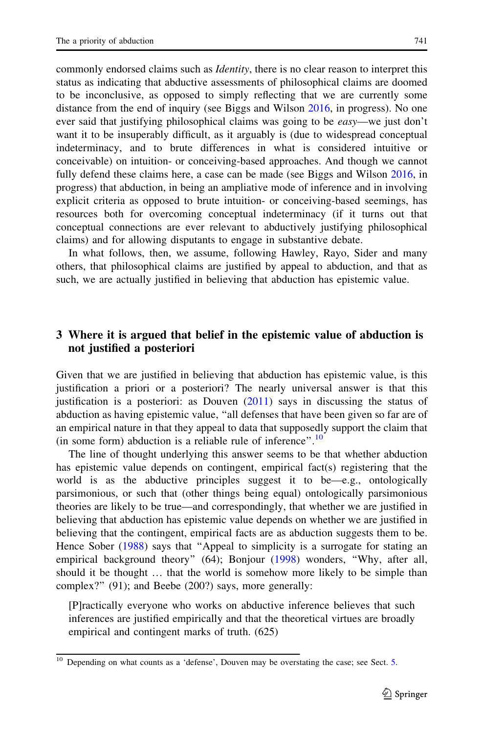commonly endorsed claims such as *Identity*, there is no clear reason to interpret this status as indicating that abductive assessments of philosophical claims are doomed to be inconclusive, as opposed to simply reflecting that we are currently some distance from the end of inquiry (see Biggs and Wilson 2016, in progress). No one ever said that justifying philosophical claims was going to be *easy*—we just don't want it to be insuperably difficult, as it arguably is (due to widespread conceptual indeterminacy, and to brute differences in what is considered intuitive or conceivable) on intuition- or conceiving-based approaches. And though we cannot fully defend these claims here, a case can be made (see Biggs and Wilson 2016, in progress) that abduction, in being an ampliative mode of inference and in involving explicit criteria as opposed to brute intuition- or conceiving-based seemings, has resources both for overcoming conceptual indeterminacy (if it turns out that conceptual connections are ever relevant to abductively justifying philosophical claims) and for allowing disputants to engage in substantive debate.

In what follows, then, we assume, following Hawley, Rayo, Sider and many others, that philosophical claims are justified by appeal to abduction, and that as such, we are actually justified in believing that abduction has epistemic value.

## 3 Where it is argued that belief in the epistemic value of abduction is not justified a posteriori

Given that we are justified in believing that abduction has epistemic value, is this justification a priori or a posteriori? The nearly universal answer is that this justification is a posteriori: as Douven (2011) says in discussing the status of abduction as having epistemic value, "all defenses that have been given so far are of an empirical nature in that they appeal to data that supposedly support the claim that (in some form) abduction is a reliable rule of inference".[10]

The line of thought underlying this answer seems to be that whether abduction has epistemic value depends on contingent, empirical fact(s) registering that the world is as the abductive principles suggest it to be—e.g., ontologically parsimonious, or such that (other things being equal) ontologically parsimonious theories are likely to be true—and correspondingly, that whether we are justified in believing that abduction has epistemic value depends on whether we are justified in believing that the contingent, empirical facts are as abduction suggests them to be. Hence Sober (1988) says that "Appeal to simplicity is a surrogate for stating an empirical background theory" (64); Bonjour (1998) wonders, "Why, after all, should it be thought … that the world is somehow more likely to be simple than complex?" (91); and Beebe (200?) says, more generally:

> [P]ractically everyone who works on abductive inference believes that such inferences are justified empirically and that the theoretical virtues are broadly empirical and contingent marks of truth. (625)

[10] Depending on what counts as a 'defense', Douven may be overstating the case; see Sect. 5.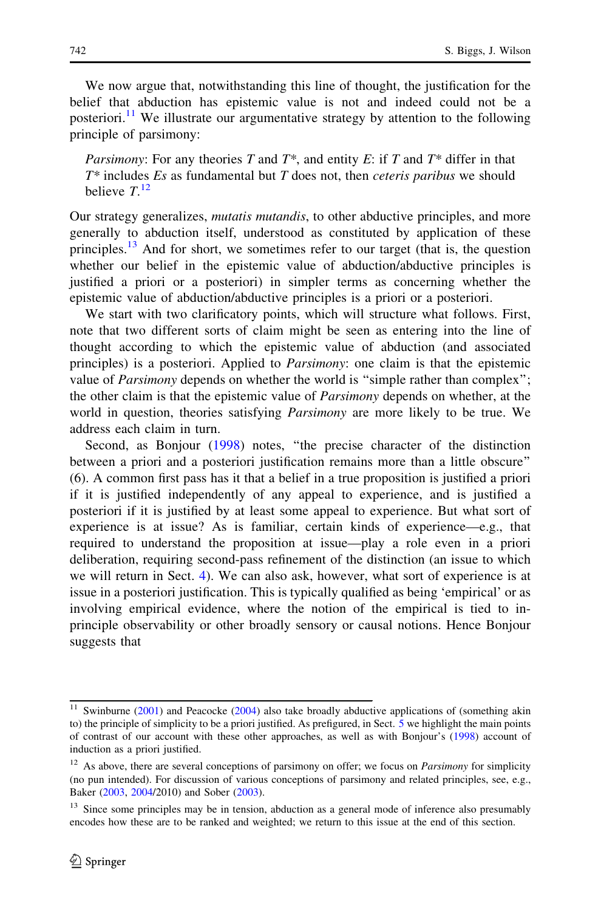We now argue that, notwithstanding this line of thought, the justification for the belief that abduction has epistemic value is not and indeed could not be a posteriori.[11] We illustrate our argumentative strategy by attention to the following principle of parsimony:

> *Parsimony*: For any theories $T$ and $T^*$, and entity $E$: if $T$ and $T^*$ differ in that $T^*$ includes $E$s as fundamental but $T$ does not, then *ceteris paribus* we should believe $T$.[12]

Our strategy generalizes, *mutatis mutandis*, to other abductive principles, and more generally to abduction itself, understood as constituted by application of these principles.[13] And for short, we sometimes refer to our target (that is, the question whether our belief in the epistemic value of abduction/abductive principles is justified a priori or a posteriori) in simpler terms as concerning whether the epistemic value of abduction/abductive principles is a priori or a posteriori.

We start with two clarificatory points, which will structure what follows. First, note that two different sorts of claim might be seen as entering into the line of thought according to which the epistemic value of abduction (and associated principles) is a posteriori. Applied to *Parsimony*: one claim is that the epistemic value of *Parsimony* depends on whether the world is "simple rather than complex"; the other claim is that the epistemic value of *Parsimony* depends on whether, at the world in question, theories satisfying *Parsimony* are more likely to be true. We address each claim in turn.

Second, as Bonjour (1998) notes, "the precise character of the distinction between a priori and a posteriori justification remains more than a little obscure" (6). A common first pass has it that a belief in a true proposition is justified a priori if it is justified independently of any appeal to experience, and is justified a posteriori if it is justified by at least some appeal to experience. But what sort of experience is at issue? As is familiar, certain kinds of experience—e.g., that required to understand the proposition at issue—play a role even in a priori deliberation, requiring second-pass refinement of the distinction (an issue to which we will return in Sect. 4). We can also ask, however, what sort of experience is at issue in a posteriori justification. This is typically qualified as being 'empirical' or as involving empirical evidence, where the notion of the empirical is tied to in-principle observability or other broadly sensory or causal notions. Hence Bonjour suggests that

---

[11] Swinburne (2001) and Peacocke (2004) also take broadly abductive applications of (something akin to) the principle of simplicity to be a priori justified. As prefigured, in Sect. 5 we highlight the main points of contrast of our account with these other approaches, as well as with Bonjour's (1998) account of induction as a priori justified.

[12] As above, there are several conceptions of parsimony on offer; we focus on *Parsimony* for simplicity (no pun intended). For discussion of various conceptions of parsimony and related principles, see, e.g., Baker (2003, 2004/2010) and Sober (2003).

[13] Since some principles may be in tension, abduction as a general mode of inference also presumably encodes how these are to be ranked and weighted; we return to this issue at the end of this section.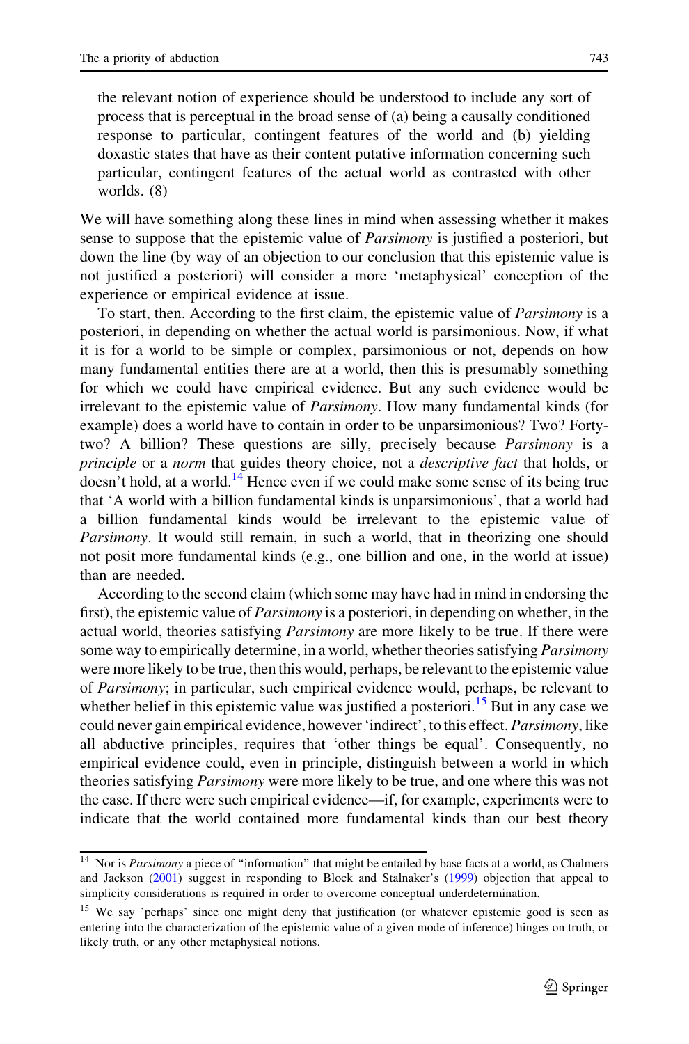> the relevant notion of experience should be understood to include any sort of process that is perceptual in the broad sense of (a) being a causally conditioned response to particular, contingent features of the world and (b) yielding doxastic states that have as their content putative information concerning such particular, contingent features of the actual world as contrasted with other worlds. (8)

We will have something along these lines in mind when assessing whether it makes sense to suppose that the epistemic value of *Parsimony* is justified a posteriori, but down the line (by way of an objection to our conclusion that this epistemic value is not justified a posteriori) will consider a more 'metaphysical' conception of the experience or empirical evidence at issue.

To start, then. According to the first claim, the epistemic value of *Parsimony* is a posteriori, in depending on whether the actual world is parsimonious. Now, if what it is for a world to be simple or complex, parsimonious or not, depends on how many fundamental entities there are at a world, then this is presumably something for which we could have empirical evidence. But any such evidence would be irrelevant to the epistemic value of *Parsimony*. How many fundamental kinds (for example) does a world have to contain in order to be unparsimonious? Two? Forty-two? A billion? These questions are silly, precisely because *Parsimony* is a *principle* or a *norm* that guides theory choice, not a *descriptive fact* that holds, or doesn't hold, at a world.[14] Hence even if we could make some sense of its being true that 'A world with a billion fundamental kinds is unparsimonious', that a world had a billion fundamental kinds would be irrelevant to the epistemic value of *Parsimony*. It would still remain, in such a world, that in theorizing one should not posit more fundamental kinds (e.g., one billion and one, in the world at issue) than are needed.

According to the second claim (which some may have had in mind in endorsing the first), the epistemic value of *Parsimony* is a posteriori, in depending on whether, in the actual world, theories satisfying *Parsimony* are more likely to be true. If there were some way to empirically determine, in a world, whether theories satisfying *Parsimony* were more likely to be true, then this would, perhaps, be relevant to the epistemic value of *Parsimony*; in particular, such empirical evidence would, perhaps, be relevant to whether belief in this epistemic value was justified a posteriori.[15] But in any case we could never gain empirical evidence, however 'indirect', to this effect. *Parsimony*, like all abductive principles, requires that 'other things be equal'. Consequently, no empirical evidence could, even in principle, distinguish between a world in which theories satisfying *Parsimony* were more likely to be true, and one where this was not the case. If there were such empirical evidence—if, for example, experiments were to indicate that the world contained more fundamental kinds than our best theory

---

[14] Nor is *Parsimony* a piece of "information" that might be entailed by base facts at a world, as Chalmers and Jackson (2001) suggest in responding to Block and Stalnaker's (1999) objection that appeal to simplicity considerations is required in order to overcome conceptual underdetermination.

[15] We say 'perhaps' since one might deny that justification (or whatever epistemic good is seen as entering into the characterization of the epistemic value of a given mode of inference) hinges on truth, or likely truth, or any other metaphysical notions.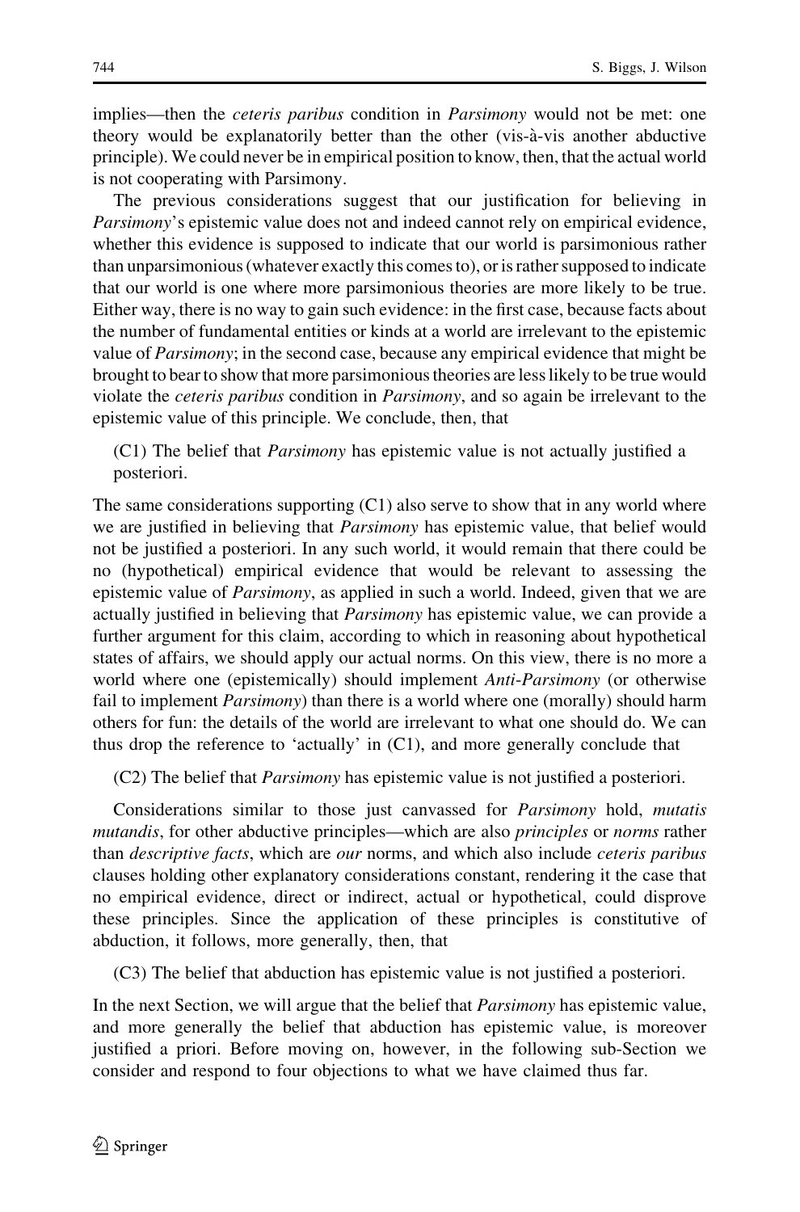implies—then the *ceteris paribus* condition in *Parsimony* would not be met: one theory would be explanatorily better than the other (vis-à-vis another abductive principle). We could never be in empirical position to know, then, that the actual world is not cooperating with Parsimony.

The previous considerations suggest that our justification for believing in *Parsimony*'s epistemic value does not and indeed cannot rely on empirical evidence, whether this evidence is supposed to indicate that our world is parsimonious rather than unparsimonious (whatever exactly this comes to), or is rather supposed to indicate that our world is one where more parsimonious theories are more likely to be true. Either way, there is no way to gain such evidence: in the first case, because facts about the number of fundamental entities or kinds at a world are irrelevant to the epistemic value of *Parsimony*; in the second case, because any empirical evidence that might be brought to bear to show that more parsimonious theories are less likely to be true would violate the *ceteris paribus* condition in *Parsimony*, and so again be irrelevant to the epistemic value of this principle. We conclude, then, that

(C1) The belief that *Parsimony* has epistemic value is not actually justified a posteriori.

The same considerations supporting (C1) also serve to show that in any world where we are justified in believing that *Parsimony* has epistemic value, that belief would not be justified a posteriori. In any such world, it would remain that there could be no (hypothetical) empirical evidence that would be relevant to assessing the epistemic value of *Parsimony*, as applied in such a world. Indeed, given that we are actually justified in believing that *Parsimony* has epistemic value, we can provide a further argument for this claim, according to which in reasoning about hypothetical states of affairs, we should apply our actual norms. On this view, there is no more a world where one (epistemically) should implement *Anti-Parsimony* (or otherwise fail to implement *Parsimony*) than there is a world where one (morally) should harm others for fun: the details of the world are irrelevant to what one should do. We can thus drop the reference to 'actually' in (C1), and more generally conclude that

(C2) The belief that *Parsimony* has epistemic value is not justified a posteriori.

Considerations similar to those just canvassed for *Parsimony* hold, *mutatis mutandis*, for other abductive principles—which are also *principles* or *norms* rather than *descriptive facts*, which are *our* norms, and which also include *ceteris paribus* clauses holding other explanatory considerations constant, rendering it the case that no empirical evidence, direct or indirect, actual or hypothetical, could disprove these principles. Since the application of these principles is constitutive of abduction, it follows, more generally, then, that

(C3) The belief that abduction has epistemic value is not justified a posteriori.

In the next Section, we will argue that the belief that *Parsimony* has epistemic value, and more generally the belief that abduction has epistemic value, is moreover justified a priori. Before moving on, however, in the following sub-Section we consider and respond to four objections to what we have claimed thus far.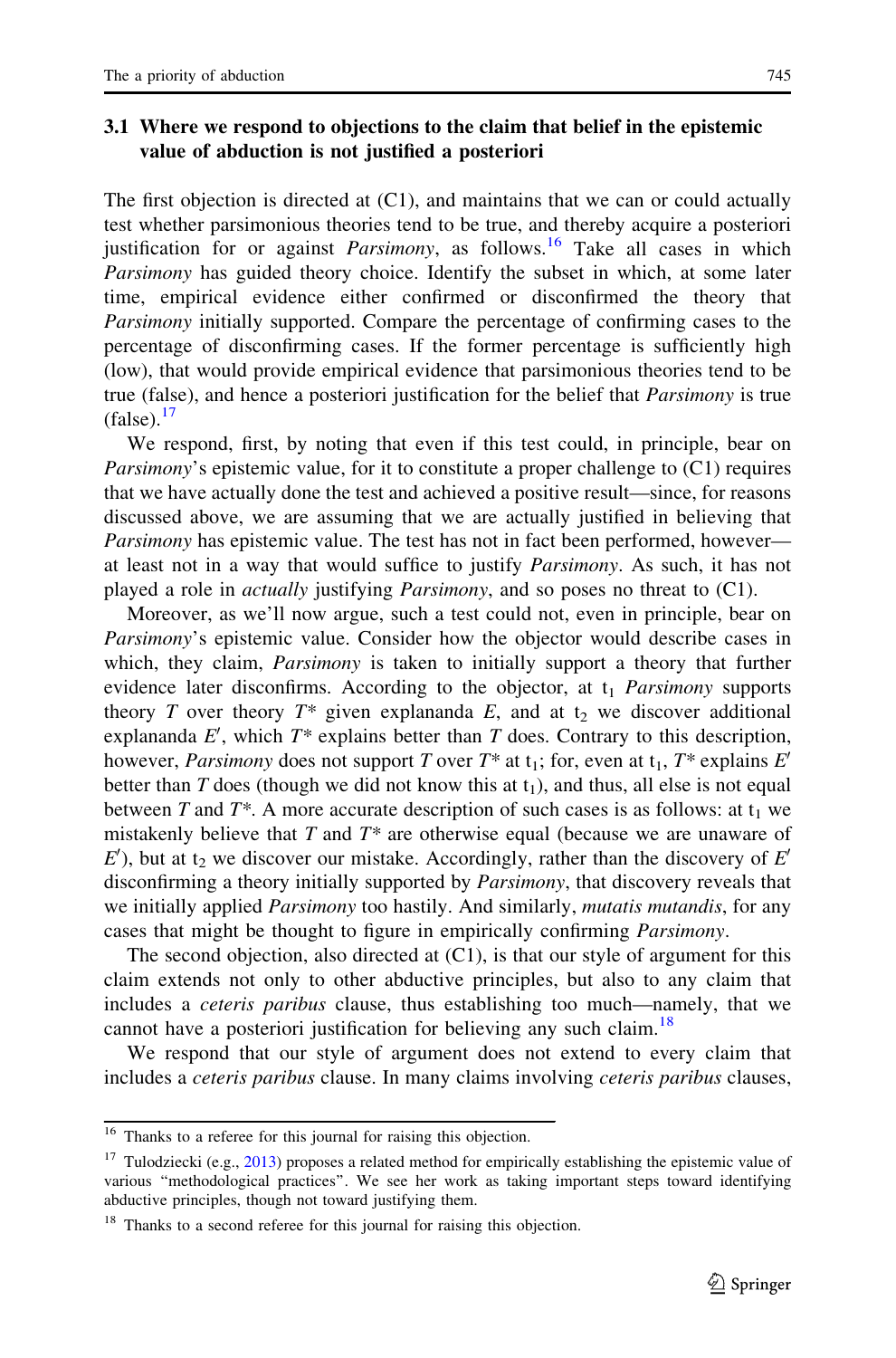### 3.1 Where we respond to objections to the claim that belief in the epistemic value of abduction is not justified a posteriori

The first objection is directed at (C1), and maintains that we can or could actually test whether parsimonious theories tend to be true, and thereby acquire a posteriori justification for or against *Parsimony*, as follows.[16] Take all cases in which *Parsimony* has guided theory choice. Identify the subset in which, at some later time, empirical evidence either confirmed or disconfirmed the theory that *Parsimony* initially supported. Compare the percentage of confirming cases to the percentage of disconfirming cases. If the former percentage is sufficiently high (low), that would provide empirical evidence that parsimonious theories tend to be true (false), and hence a posteriori justification for the belief that *Parsimony* is true (false).[17]

We respond, first, by noting that even if this test could, in principle, bear on *Parsimony*'s epistemic value, for it to constitute a proper challenge to (C1) requires that we have actually done the test and achieved a positive result—since, for reasons discussed above, we are assuming that we are actually justified in believing that *Parsimony* has epistemic value. The test has not in fact been performed, however—at least not in a way that would suffice to justify *Parsimony*. As such, it has not played a role in *actually* justifying *Parsimony*, and so poses no threat to (C1).

Moreover, as we'll now argue, such a test could not, even in principle, bear on *Parsimony*'s epistemic value. Consider how the objector would describe cases in which, they claim, *Parsimony* is taken to initially support a theory that further evidence later disconfirms. According to the objector, at $t_1$ *Parsimony* supports theory $T$ over theory $T^*$ given explananda $E$, and at $t_2$ we discover additional explananda $E'$, which $T^*$ explains better than $T$ does. Contrary to this description, however, *Parsimony* does not support $T$ over $T^*$ at $t_1$; for, even at $t_1$, $T^*$ explains $E'$ better than $T$ does (though we did not know this at $t_1$), and thus, all else is not equal between $T$ and $T^*$. A more accurate description of such cases is as follows: at $t_1$ we mistakenly believe that $T$ and $T^*$ are otherwise equal (because we are unaware of $E'$), but at $t_2$ we discover our mistake. Accordingly, rather than the discovery of $E'$ disconfirming a theory initially supported by *Parsimony*, that discovery reveals that we initially applied *Parsimony* too hastily. And similarly, *mutatis mutandis*, for any cases that might be thought to figure in empirically confirming *Parsimony*.

The second objection, also directed at (C1), is that our style of argument for this claim extends not only to other abductive principles, but also to any claim that includes a *ceteris paribus* clause, thus establishing too much—namely, that we cannot have a posteriori justification for believing any such claim.[18]

We respond that our style of argument does not extend to every claim that includes a *ceteris paribus* clause. In many claims involving *ceteris paribus* clauses,

---

[16] Thanks to a referee for this journal for raising this objection.

[17] Tulodziecki (e.g., 2013) proposes a related method for empirically establishing the epistemic value of various "methodological practices". We see her work as taking important steps toward identifying abductive principles, though not toward justifying them.

[18] Thanks to a second referee for this journal for raising this objection.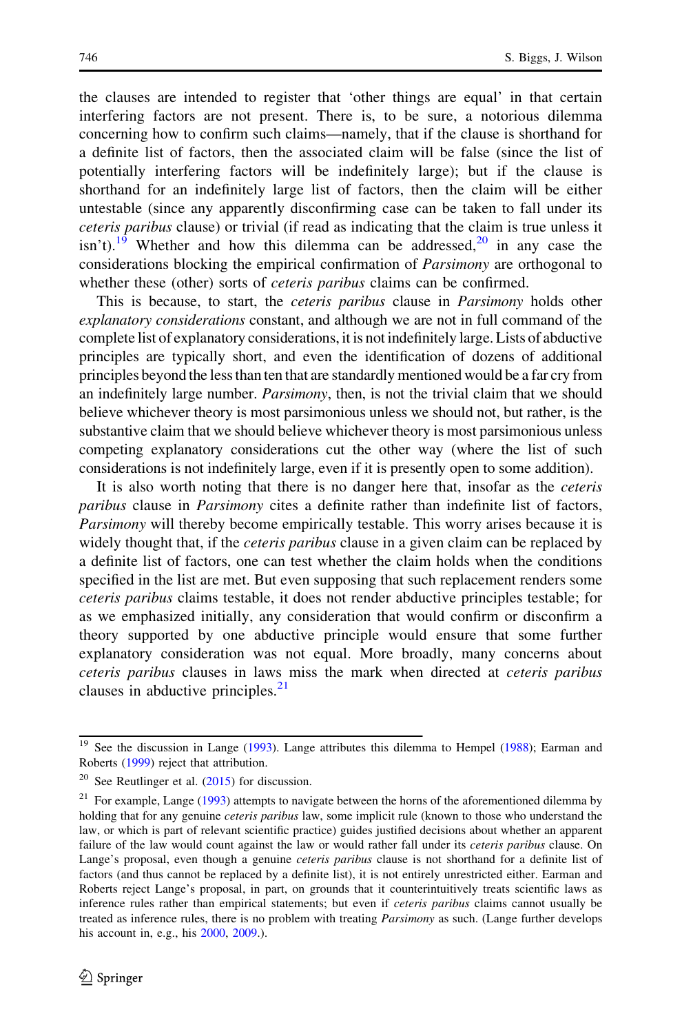the clauses are intended to register that 'other things are equal' in that certain interfering factors are not present. There is, to be sure, a notorious dilemma concerning how to confirm such claims—namely, that if the clause is shorthand for a definite list of factors, then the associated claim will be false (since the list of potentially interfering factors will be indefinitely large); but if the clause is shorthand for an indefinitely large list of factors, then the claim will be either untestable (since any apparently disconfirming case can be taken to fall under its *ceteris paribus* clause) or trivial (if read as indicating that the claim is true unless it isn't).[19] Whether and how this dilemma can be addressed,[20] in any case the considerations blocking the empirical confirmation of *Parsimony* are orthogonal to whether these (other) sorts of *ceteris paribus* claims can be confirmed.

This is because, to start, the *ceteris paribus* clause in *Parsimony* holds other *explanatory considerations* constant, and although we are not in full command of the complete list of explanatory considerations, it is not indefinitely large. Lists of abductive principles are typically short, and even the identification of dozens of additional principles beyond the less than ten that are standardly mentioned would be a far cry from an indefinitely large number. *Parsimony*, then, is not the trivial claim that we should believe whichever theory is most parsimonious unless we should not, but rather, is the substantive claim that we should believe whichever theory is most parsimonious unless competing explanatory considerations cut the other way (where the list of such considerations is not indefinitely large, even if it is presently open to some addition).

It is also worth noting that there is no danger here that, insofar as the *ceteris paribus* clause in *Parsimony* cites a definite rather than indefinite list of factors, *Parsimony* will thereby become empirically testable. This worry arises because it is widely thought that, if the *ceteris paribus* clause in a given claim can be replaced by a definite list of factors, one can test whether the claim holds when the conditions specified in the list are met. But even supposing that such replacement renders some *ceteris paribus* claims testable, it does not render abductive principles testable; for as we emphasized initially, any consideration that would confirm or disconfirm a theory supported by one abductive principle would ensure that some further explanatory consideration was not equal. More broadly, many concerns about *ceteris paribus* clauses in laws miss the mark when directed at *ceteris paribus* clauses in abductive principles.[21]

---

[19] See the discussion in Lange (1993). Lange attributes this dilemma to Hempel (1988); Earman and Roberts (1999) reject that attribution.

[20] See Reutlinger et al. (2015) for discussion.

[21] For example, Lange (1993) attempts to navigate between the horns of the aforementioned dilemma by holding that for any genuine *ceteris paribus* law, some implicit rule (known to those who understand the law, or which is part of relevant scientific practice) guides justified decisions about whether an apparent failure of the law would count against the law or would rather fall under its *ceteris paribus* clause. On Lange's proposal, even though a genuine *ceteris paribus* clause is not shorthand for a definite list of factors (and thus cannot be replaced by a definite list), it is not entirely unrestricted either. Earman and Roberts reject Lange's proposal, in part, on grounds that it counterintuitively treats scientific laws as inference rules rather than empirical statements; but even if *ceteris paribus* claims cannot usually be treated as inference rules, there is no problem with treating *Parsimony* as such. (Lange further develops his account in, e.g., his 2000, 2009.).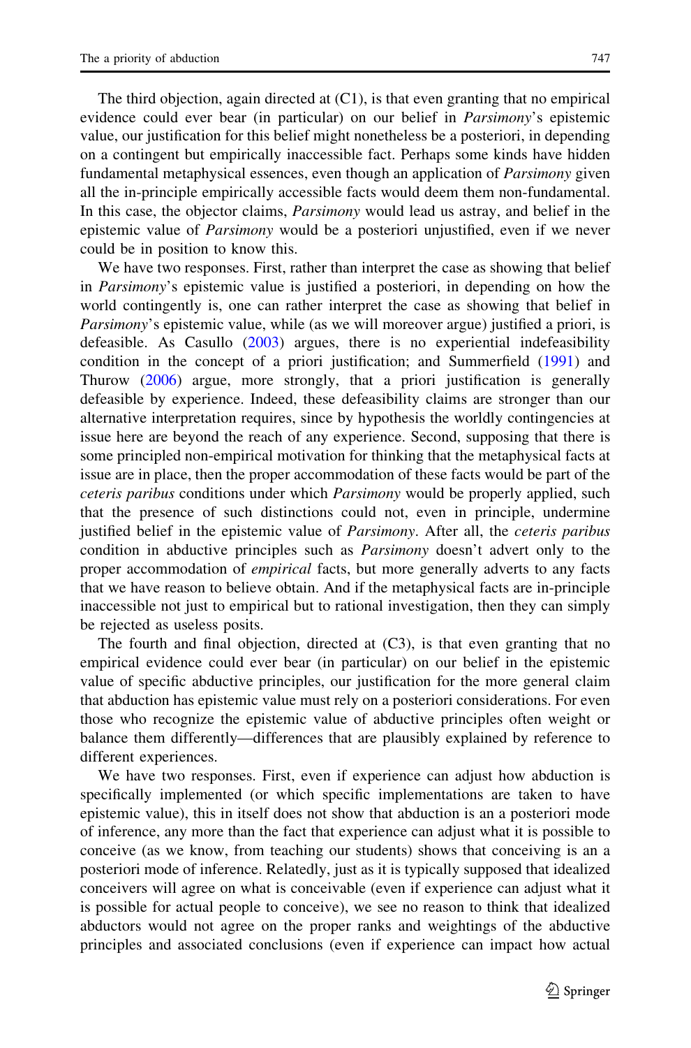The third objection, again directed at (C1), is that even granting that no empirical evidence could ever bear (in particular) on our belief in *Parsimony*'s epistemic value, our justification for this belief might nonetheless be a posteriori, in depending on a contingent but empirically inaccessible fact. Perhaps some kinds have hidden fundamental metaphysical essences, even though an application of *Parsimony* given all the in-principle empirically accessible facts would deem them non-fundamental. In this case, the objector claims, *Parsimony* would lead us astray, and belief in the epistemic value of *Parsimony* would be a posteriori unjustified, even if we never could be in position to know this.

We have two responses. First, rather than interpret the case as showing that belief in *Parsimony*'s epistemic value is justified a posteriori, in depending on how the world contingently is, one can rather interpret the case as showing that belief in *Parsimony*'s epistemic value, while (as we will moreover argue) justified a priori, is defeasible. As Casullo (2003) argues, there is no experiential indefeasibility condition in the concept of a priori justification; and Summerfield (1991) and Thurow (2006) argue, more strongly, that a priori justification is generally defeasible by experience. Indeed, these defeasibility claims are stronger than our alternative interpretation requires, since by hypothesis the worldly contingencies at issue here are beyond the reach of any experience. Second, supposing that there is some principled non-empirical motivation for thinking that the metaphysical facts at issue are in place, then the proper accommodation of these facts would be part of the *ceteris paribus* conditions under which *Parsimony* would be properly applied, such that the presence of such distinctions could not, even in principle, undermine justified belief in the epistemic value of *Parsimony*. After all, the *ceteris paribus* condition in abductive principles such as *Parsimony* doesn't advert only to the proper accommodation of *empirical* facts, but more generally adverts to any facts that we have reason to believe obtain. And if the metaphysical facts are in-principle inaccessible not just to empirical but to rational investigation, then they can simply be rejected as useless posits.

The fourth and final objection, directed at (C3), is that even granting that no empirical evidence could ever bear (in particular) on our belief in the epistemic value of specific abductive principles, our justification for the more general claim that abduction has epistemic value must rely on a posteriori considerations. For even those who recognize the epistemic value of abductive principles often weight or balance them differently—differences that are plausibly explained by reference to different experiences.

We have two responses. First, even if experience can adjust how abduction is specifically implemented (or which specific implementations are taken to have epistemic value), this in itself does not show that abduction is an a posteriori mode of inference, any more than the fact that experience can adjust what it is possible to conceive (as we know, from teaching our students) shows that conceiving is an a posteriori mode of inference. Relatedly, just as it is typically supposed that idealized conceivers will agree on what is conceivable (even if experience can adjust what it is possible for actual people to conceive), we see no reason to think that idealized abductors would not agree on the proper ranks and weightings of the abductive principles and associated conclusions (even if experience can impact how actual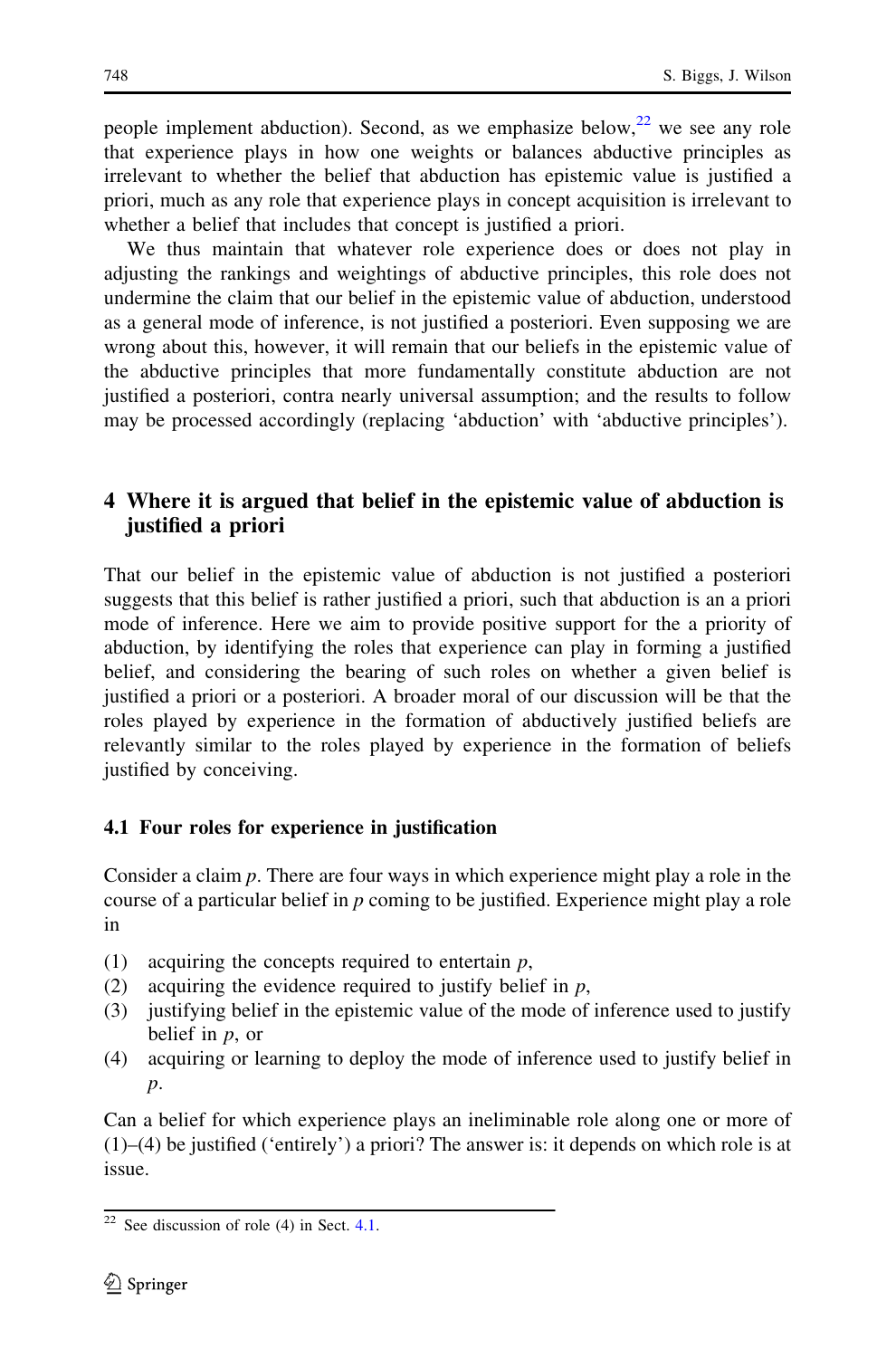people implement abduction). Second, as we emphasize below,[22] we see any role that experience plays in how one weights or balances abductive principles as irrelevant to whether the belief that abduction has epistemic value is justified a priori, much as any role that experience plays in concept acquisition is irrelevant to whether a belief that includes that concept is justified a priori.

We thus maintain that whatever role experience does or does not play in adjusting the rankings and weightings of abductive principles, this role does not undermine the claim that our belief in the epistemic value of abduction, understood as a general mode of inference, is not justified a posteriori. Even supposing we are wrong about this, however, it will remain that our beliefs in the epistemic value of the abductive principles that more fundamentally constitute abduction are not justified a posteriori, contra nearly universal assumption; and the results to follow may be processed accordingly (replacing 'abduction' with 'abductive principles').

## 4 Where it is argued that belief in the epistemic value of abduction is justified a priori

That our belief in the epistemic value of abduction is not justified a posteriori suggests that this belief is rather justified a priori, such that abduction is an a priori mode of inference. Here we aim to provide positive support for the a priority of abduction, by identifying the roles that experience can play in forming a justified belief, and considering the bearing of such roles on whether a given belief is justified a priori or a posteriori. A broader moral of our discussion will be that the roles played by experience in the formation of abductively justified beliefs are relevantly similar to the roles played by experience in the formation of beliefs justified by conceiving.

### 4.1 Four roles for experience in justification

Consider a claim *p*. There are four ways in which experience might play a role in the course of a particular belief in *p* coming to be justified. Experience might play a role in

(1) acquiring the concepts required to entertain *p*,
(2) acquiring the evidence required to justify belief in *p*,
(3) justifying belief in the epistemic value of the mode of inference used to justify belief in *p*, or
(4) acquiring or learning to deploy the mode of inference used to justify belief in *p*.

Can a belief for which experience plays an ineliminable role along one or more of (1)–(4) be justified ('entirely') a priori? The answer is: it depends on which role is at issue.

[22] See discussion of role (4) in Sect. 4.1.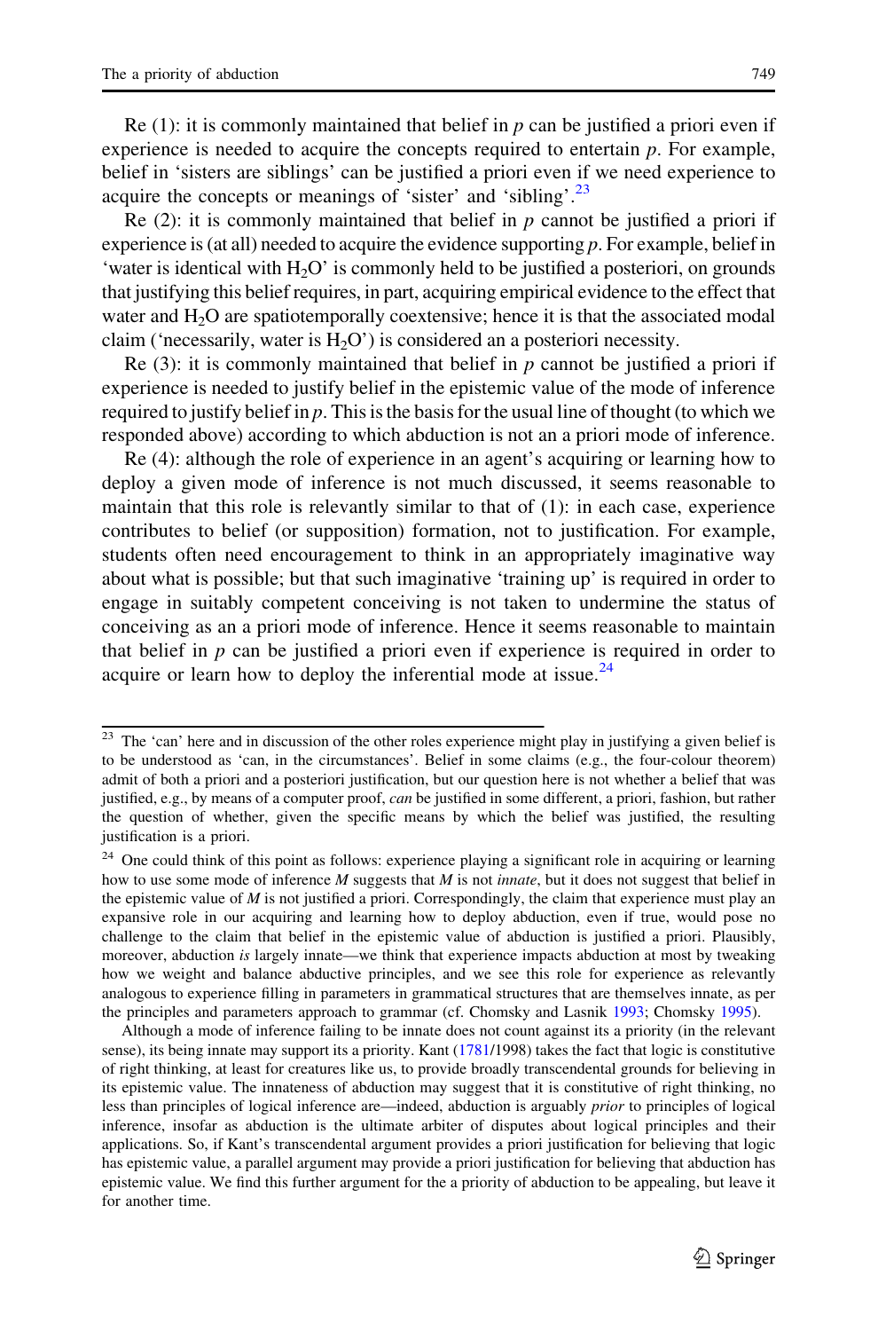Re (1): it is commonly maintained that belief in *p* can be justified a priori even if experience is needed to acquire the concepts required to entertain *p*. For example, belief in 'sisters are siblings' can be justified a priori even if we need experience to acquire the concepts or meanings of 'sister' and 'sibling'.[23]

Re (2): it is commonly maintained that belief in *p* cannot be justified a priori if experience is (at all) needed to acquire the evidence supporting *p*. For example, belief in 'water is identical with $H_2O$' is commonly held to be justified a posteriori, on grounds that justifying this belief requires, in part, acquiring empirical evidence to the effect that water and $H_2O$ are spatiotemporally coextensive; hence it is that the associated modal claim ('necessarily, water is $H_2O$') is considered an a posteriori necessity.

Re (3): it is commonly maintained that belief in *p* cannot be justified a priori if experience is needed to justify belief in the epistemic value of the mode of inference required to justify belief in *p*. This is the basis for the usual line of thought (to which we responded above) according to which abduction is not an a priori mode of inference.

Re (4): although the role of experience in an agent's acquiring or learning how to deploy a given mode of inference is not much discussed, it seems reasonable to maintain that this role is relevantly similar to that of (1): in each case, experience contributes to belief (or supposition) formation, not to justification. For example, students often need encouragement to think in an appropriately imaginative way about what is possible; but that such imaginative 'training up' is required in order to engage in suitably competent conceiving is not taken to undermine the status of conceiving as an a priori mode of inference. Hence it seems reasonable to maintain that belief in *p* can be justified a priori even if experience is required in order to acquire or learn how to deploy the inferential mode at issue.[24]

---

[23] The 'can' here and in discussion of the other roles experience might play in justifying a given belief is to be understood as 'can, in the circumstances'. Belief in some claims (e.g., the four-colour theorem) admit of both a priori and a posteriori justification, but our question here is not whether a belief that was justified, e.g., by means of a computer proof, *can* be justified in some different, a priori, fashion, but rather the question of whether, given the specific means by which the belief was justified, the resulting justification is a priori.

[24] One could think of this point as follows: experience playing a significant role in acquiring or learning how to use some mode of inference *M* suggests that *M* is not *innate*, but it does not suggest that belief in the epistemic value of *M* is not justified a priori. Correspondingly, the claim that experience must play an expansive role in our acquiring and learning how to deploy abduction, even if true, would pose no challenge to the claim that belief in the epistemic value of abduction is justified a priori. Plausibly, moreover, abduction *is* largely innate—we think that experience impacts abduction at most by tweaking how we weight and balance abductive principles, and we see this role for experience as relevantly analogous to experience filling in parameters in grammatical structures that are themselves innate, as per the principles and parameters approach to grammar (cf. Chomsky and Lasnik 1993; Chomsky 1995).

Although a mode of inference failing to be innate does not count against its a priority (in the relevant sense), its being innate may support its a priority. Kant (1781/1998) takes the fact that logic is constitutive of right thinking, at least for creatures like us, to provide broadly transcendental grounds for believing in its epistemic value. The innateness of abduction may suggest that it is constitutive of right thinking, no less than principles of logical inference are—indeed, abduction is arguably *prior* to principles of logical inference, insofar as abduction is the ultimate arbiter of disputes about logical principles and their applications. So, if Kant's transcendental argument provides a priori justification for believing that logic has epistemic value, a parallel argument may provide a priori justification for believing that abduction has epistemic value. We find this further argument for the a priority of abduction to be appealing, but leave it for another time.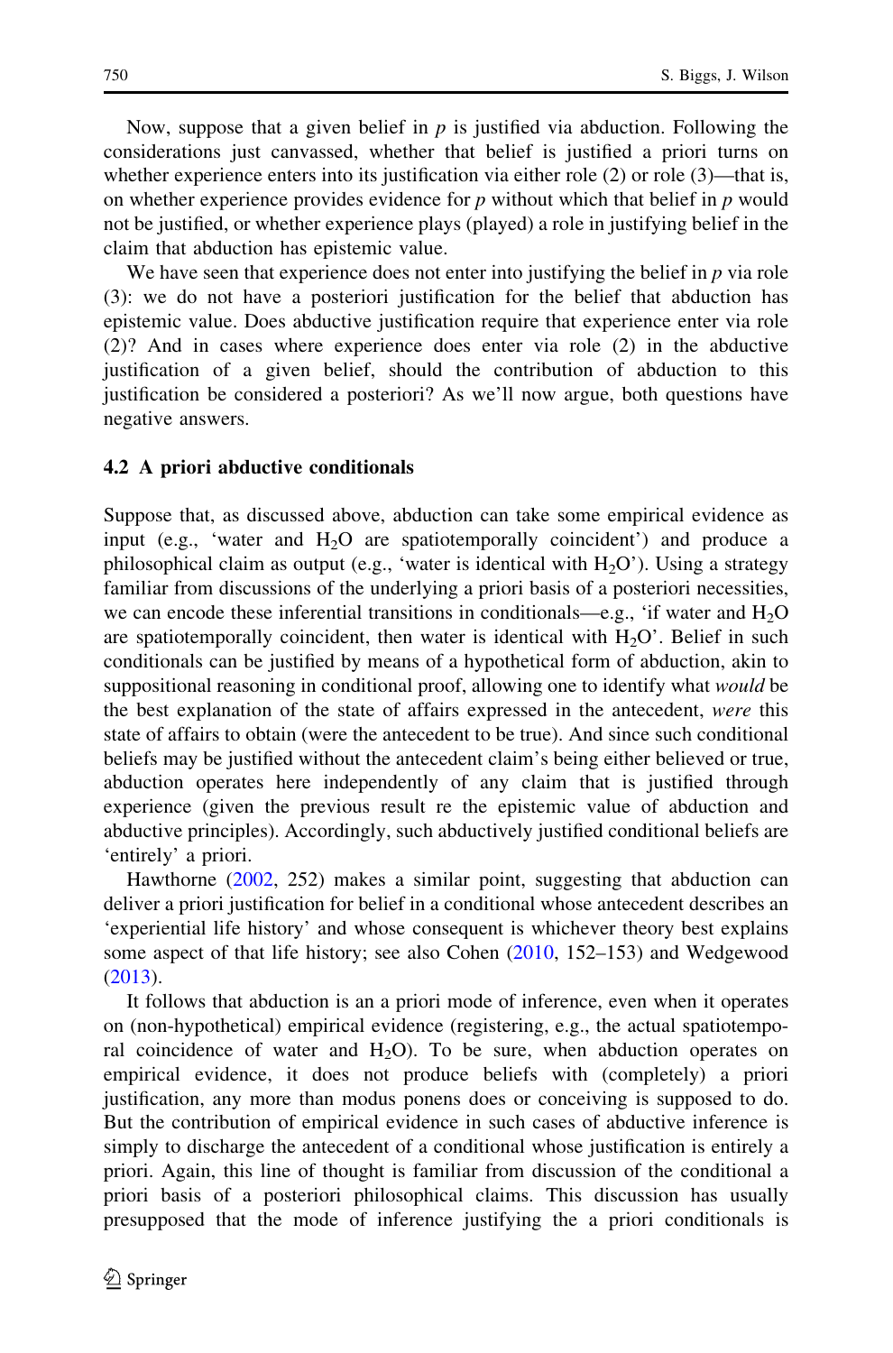Now, suppose that a given belief in *p* is justified via abduction. Following the considerations just canvassed, whether that belief is justified a priori turns on whether experience enters into its justification via either role (2) or role (3)—that is, on whether experience provides evidence for *p* without which that belief in *p* would not be justified, or whether experience plays (played) a role in justifying belief in the claim that abduction has epistemic value.

We have seen that experience does not enter into justifying the belief in *p* via role (3): we do not have a posteriori justification for the belief that abduction has epistemic value. Does abductive justification require that experience enter via role (2)? And in cases where experience does enter via role (2) in the abductive justification of a given belief, should the contribution of abduction to this justification be considered a posteriori? As we'll now argue, both questions have negative answers.

### 4.2 A priori abductive conditionals

Suppose that, as discussed above, abduction can take some empirical evidence as input (e.g., 'water and $H_2O$ are spatiotemporally coincident') and produce a philosophical claim as output (e.g., 'water is identical with $H_2O$'). Using a strategy familiar from discussions of the underlying a priori basis of a posteriori necessities, we can encode these inferential transitions in conditionals—e.g., 'if water and $H_2O$ are spatiotemporally coincident, then water is identical with $H_2O$'. Belief in such conditionals can be justified by means of a hypothetical form of abduction, akin to suppositional reasoning in conditional proof, allowing one to identify what *would* be the best explanation of the state of affairs expressed in the antecedent, *were* this state of affairs to obtain (were the antecedent to be true). And since such conditional beliefs may be justified without the antecedent claim's being either believed or true, abduction operates here independently of any claim that is justified through experience (given the previous result re the epistemic value of abduction and abductive principles). Accordingly, such abductively justified conditional beliefs are 'entirely' a priori.

Hawthorne (2002, 252) makes a similar point, suggesting that abduction can deliver a priori justification for belief in a conditional whose antecedent describes an 'experiential life history' and whose consequent is whichever theory best explains some aspect of that life history; see also Cohen (2010, 152–153) and Wedgewood (2013).

It follows that abduction is an a priori mode of inference, even when it operates on (non-hypothetical) empirical evidence (registering, e.g., the actual spatiotemporal coincidence of water and $H_2O$). To be sure, when abduction operates on empirical evidence, it does not produce beliefs with (completely) a priori justification, any more than modus ponens does or conceiving is supposed to do. But the contribution of empirical evidence in such cases of abductive inference is simply to discharge the antecedent of a conditional whose justification is entirely a priori. Again, this line of thought is familiar from discussion of the conditional a priori basis of a posteriori philosophical claims. This discussion has usually presupposed that the mode of inference justifying the a priori conditionals is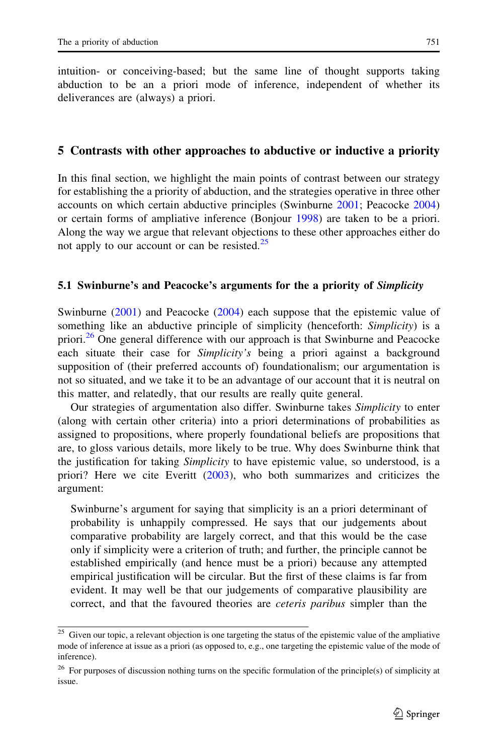intuition- or conceiving-based; but the same line of thought supports taking abduction to be an a priori mode of inference, independent of whether its deliverances are (always) a priori.

## 5 Contrasts with other approaches to abductive or inductive a priority

In this final section, we highlight the main points of contrast between our strategy for establishing the a priority of abduction, and the strategies operative in three other accounts on which certain abductive principles (Swinburne 2001; Peacocke 2004) or certain forms of ampliative inference (Bonjour 1998) are taken to be a priori. Along the way we argue that relevant objections to these other approaches either do not apply to our account or can be resisted.[25]

### 5.1 Swinburne's and Peacocke's arguments for the a priority of *Simplicity*

Swinburne (2001) and Peacocke (2004) each suppose that the epistemic value of something like an abductive principle of simplicity (henceforth: *Simplicity*) is a priori.[26] One general difference with our approach is that Swinburne and Peacocke each situate their case for *Simplicity's* being a priori against a background supposition of (their preferred accounts of) foundationalism; our argumentation is not so situated, and we take it to be an advantage of our account that it is neutral on this matter, and relatedly, that our results are really quite general.

Our strategies of argumentation also differ. Swinburne takes *Simplicity* to enter (along with certain other criteria) into a priori determinations of probabilities as assigned to propositions, where properly foundational beliefs are propositions that are, to gloss various details, more likely to be true. Why does Swinburne think that the justification for taking *Simplicity* to have epistemic value, so understood, is a priori? Here we cite Everitt (2003), who both summarizes and criticizes the argument:

> Swinburne's argument for saying that simplicity is an a priori determinant of probability is unhappily compressed. He says that our judgements about comparative probability are largely correct, and that this would be the case only if simplicity were a criterion of truth; and further, the principle cannot be established empirically (and hence must be a priori) because any attempted empirical justification will be circular. But the first of these claims is far from evident. It may well be that our judgements of comparative plausibility are correct, and that the favoured theories are *ceteris paribus* simpler than the

[25] Given our topic, a relevant objection is one targeting the status of the epistemic value of the ampliative mode of inference at issue as a priori (as opposed to, e.g., one targeting the epistemic value of the mode of inference).

[26] For purposes of discussion nothing turns on the specific formulation of the principle(s) of simplicity at issue.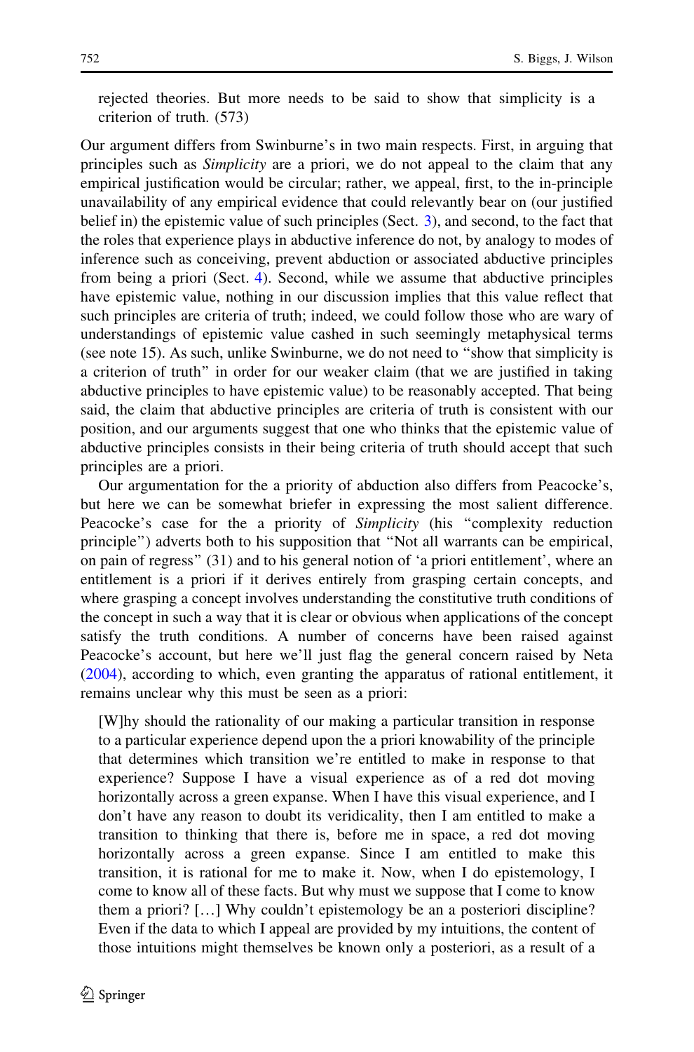> rejected theories. But more needs to be said to show that simplicity is a criterion of truth. (573)

Our argument differs from Swinburne's in two main respects. First, in arguing that principles such as *Simplicity* are a priori, we do not appeal to the claim that any empirical justification would be circular; rather, we appeal, first, to the in-principle unavailability of any empirical evidence that could relevantly bear on (our justified belief in) the epistemic value of such principles (Sect. 3), and second, to the fact that the roles that experience plays in abductive inference do not, by analogy to modes of inference such as conceiving, prevent abduction or associated abductive principles from being a priori (Sect. 4). Second, while we assume that abductive principles have epistemic value, nothing in our discussion implies that this value reflect that such principles are criteria of truth; indeed, we could follow those who are wary of understandings of epistemic value cashed in such seemingly metaphysical terms (see note 15). As such, unlike Swinburne, we do not need to "show that simplicity is a criterion of truth" in order for our weaker claim (that we are justified in taking abductive principles to have epistemic value) to be reasonably accepted. That being said, the claim that abductive principles are criteria of truth is consistent with our position, and our arguments suggest that one who thinks that the epistemic value of abductive principles consists in their being criteria of truth should accept that such principles are a priori.

Our argumentation for the a priority of abduction also differs from Peacocke's, but here we can be somewhat briefer in expressing the most salient difference. Peacocke's case for the a priority of *Simplicity* (his "complexity reduction principle") adverts both to his supposition that "Not all warrants can be empirical, on pain of regress" (31) and to his general notion of 'a priori entitlement', where an entitlement is a priori if it derives entirely from grasping certain concepts, and where grasping a concept involves understanding the constitutive truth conditions of the concept in such a way that it is clear or obvious when applications of the concept satisfy the truth conditions. A number of concerns have been raised against Peacocke's account, but here we'll just flag the general concern raised by Neta (2004), according to which, even granting the apparatus of rational entitlement, it remains unclear why this must be seen as a priori:

> [W]hy should the rationality of our making a particular transition in response to a particular experience depend upon the a priori knowability of the principle that determines which transition we're entitled to make in response to that experience? Suppose I have a visual experience as of a red dot moving horizontally across a green expanse. When I have this visual experience, and I don't have any reason to doubt its veridicality, then I am entitled to make a transition to thinking that there is, before me in space, a red dot moving horizontally across a green expanse. Since I am entitled to make this transition, it is rational for me to make it. Now, when I do epistemology, I come to know all of these facts. But why must we suppose that I come to know them a priori? […] Why couldn't epistemology be an a posteriori discipline? Even if the data to which I appeal are provided by my intuitions, the content of those intuitions might themselves be known only a posteriori, as a result of a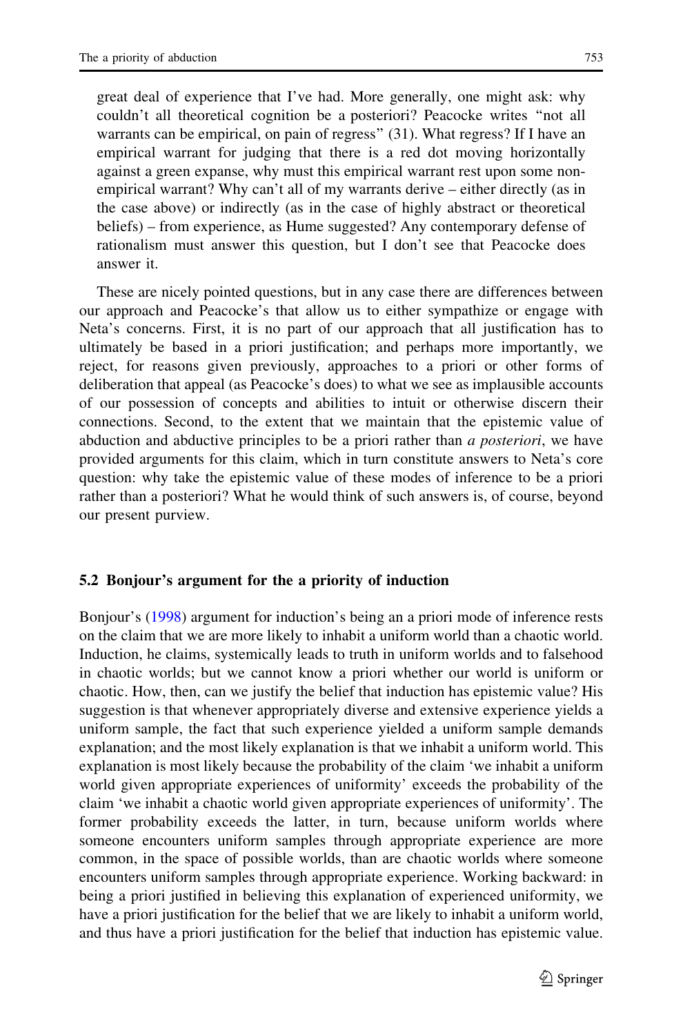great deal of experience that I've had. More generally, one might ask: why couldn't all theoretical cognition be a posteriori? Peacocke writes "not all warrants can be empirical, on pain of regress" (31). What regress? If I have an empirical warrant for judging that there is a red dot moving horizontally against a green expanse, why must this empirical warrant rest upon some non-empirical warrant? Why can't all of my warrants derive – either directly (as in the case above) or indirectly (as in the case of highly abstract or theoretical beliefs) – from experience, as Hume suggested? Any contemporary defense of rationalism must answer this question, but I don't see that Peacocke does answer it.

These are nicely pointed questions, but in any case there are differences between our approach and Peacocke's that allow us to either sympathize or engage with Neta's concerns. First, it is no part of our approach that all justification has to ultimately be based in a priori justification; and perhaps more importantly, we reject, for reasons given previously, approaches to a priori or other forms of deliberation that appeal (as Peacocke's does) to what we see as implausible accounts of our possession of concepts and abilities to intuit or otherwise discern their connections. Second, to the extent that we maintain that the epistemic value of abduction and abductive principles to be a priori rather than *a posteriori*, we have provided arguments for this claim, which in turn constitute answers to Neta's core question: why take the epistemic value of these modes of inference to be a priori rather than a posteriori? What he would think of such answers is, of course, beyond our present purview.

### 5.2 Bonjour's argument for the a priority of induction

Bonjour's (1998) argument for induction's being an a priori mode of inference rests on the claim that we are more likely to inhabit a uniform world than a chaotic world. Induction, he claims, systemically leads to truth in uniform worlds and to falsehood in chaotic worlds; but we cannot know a priori whether our world is uniform or chaotic. How, then, can we justify the belief that induction has epistemic value? His suggestion is that whenever appropriately diverse and extensive experience yields a uniform sample, the fact that such experience yielded a uniform sample demands explanation; and the most likely explanation is that we inhabit a uniform world. This explanation is most likely because the probability of the claim 'we inhabit a uniform world given appropriate experiences of uniformity' exceeds the probability of the claim 'we inhabit a chaotic world given appropriate experiences of uniformity'. The former probability exceeds the latter, in turn, because uniform worlds where someone encounters uniform samples through appropriate experience are more common, in the space of possible worlds, than are chaotic worlds where someone encounters uniform samples through appropriate experience. Working backward: in being a priori justified in believing this explanation of experienced uniformity, we have a priori justification for the belief that we are likely to inhabit a uniform world, and thus have a priori justification for the belief that induction has epistemic value.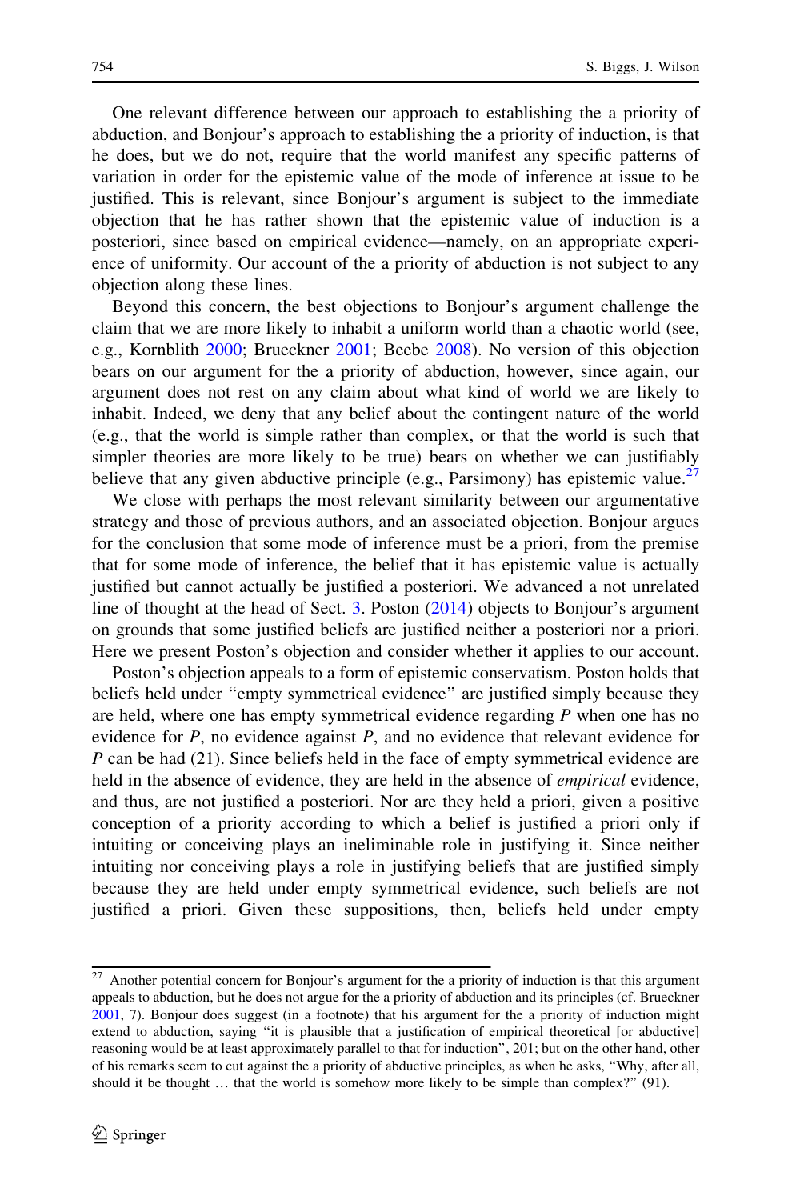One relevant difference between our approach to establishing the a priority of abduction, and Bonjour's approach to establishing the a priority of induction, is that he does, but we do not, require that the world manifest any specific patterns of variation in order for the epistemic value of the mode of inference at issue to be justified. This is relevant, since Bonjour's argument is subject to the immediate objection that he has rather shown that the epistemic value of induction is a posteriori, since based on empirical evidence—namely, on an appropriate experience of uniformity. Our account of the a priority of abduction is not subject to any objection along these lines.

Beyond this concern, the best objections to Bonjour's argument challenge the claim that we are more likely to inhabit a uniform world than a chaotic world (see, e.g., Kornblith 2000; Brueckner 2001; Beebe 2008). No version of this objection bears on our argument for the a priority of abduction, however, since again, our argument does not rest on any claim about what kind of world we are likely to inhabit. Indeed, we deny that any belief about the contingent nature of the world (e.g., that the world is simple rather than complex, or that the world is such that simpler theories are more likely to be true) bears on whether we can justifiably believe that any given abductive principle (e.g., Parsimony) has epistemic value.[27]

We close with perhaps the most relevant similarity between our argumentative strategy and those of previous authors, and an associated objection. Bonjour argues for the conclusion that some mode of inference must be a priori, from the premise that for some mode of inference, the belief that it has epistemic value is actually justified but cannot actually be justified a posteriori. We advanced a not unrelated line of thought at the head of Sect. 3. Poston (2014) objects to Bonjour's argument on grounds that some justified beliefs are justified neither a posteriori nor a priori. Here we present Poston's objection and consider whether it applies to our account.

Poston's objection appeals to a form of epistemic conservatism. Poston holds that beliefs held under "empty symmetrical evidence" are justified simply because they are held, where one has empty symmetrical evidence regarding *P* when one has no evidence for *P*, no evidence against *P*, and no evidence that relevant evidence for *P* can be had (21). Since beliefs held in the face of empty symmetrical evidence are held in the absence of evidence, they are held in the absence of *empirical* evidence, and thus, are not justified a posteriori. Nor are they held a priori, given a positive conception of a priority according to which a belief is justified a priori only if intuiting or conceiving plays an ineliminable role in justifying it. Since neither intuiting nor conceiving plays a role in justifying beliefs that are justified simply because they are held under empty symmetrical evidence, such beliefs are not justified a priori. Given these suppositions, then, beliefs held under empty

---

[27] Another potential concern for Bonjour's argument for the a priority of induction is that this argument appeals to abduction, but he does not argue for the a priority of abduction and its principles (cf. Brueckner 2001, 7). Bonjour does suggest (in a footnote) that his argument for the a priority of induction might extend to abduction, saying "it is plausible that a justification of empirical theoretical [or abductive] reasoning would be at least approximately parallel to that for induction", 201; but on the other hand, other of his remarks seem to cut against the a priority of abductive principles, as when he asks, "Why, after all, should it be thought … that the world is somehow more likely to be simple than complex?" (91).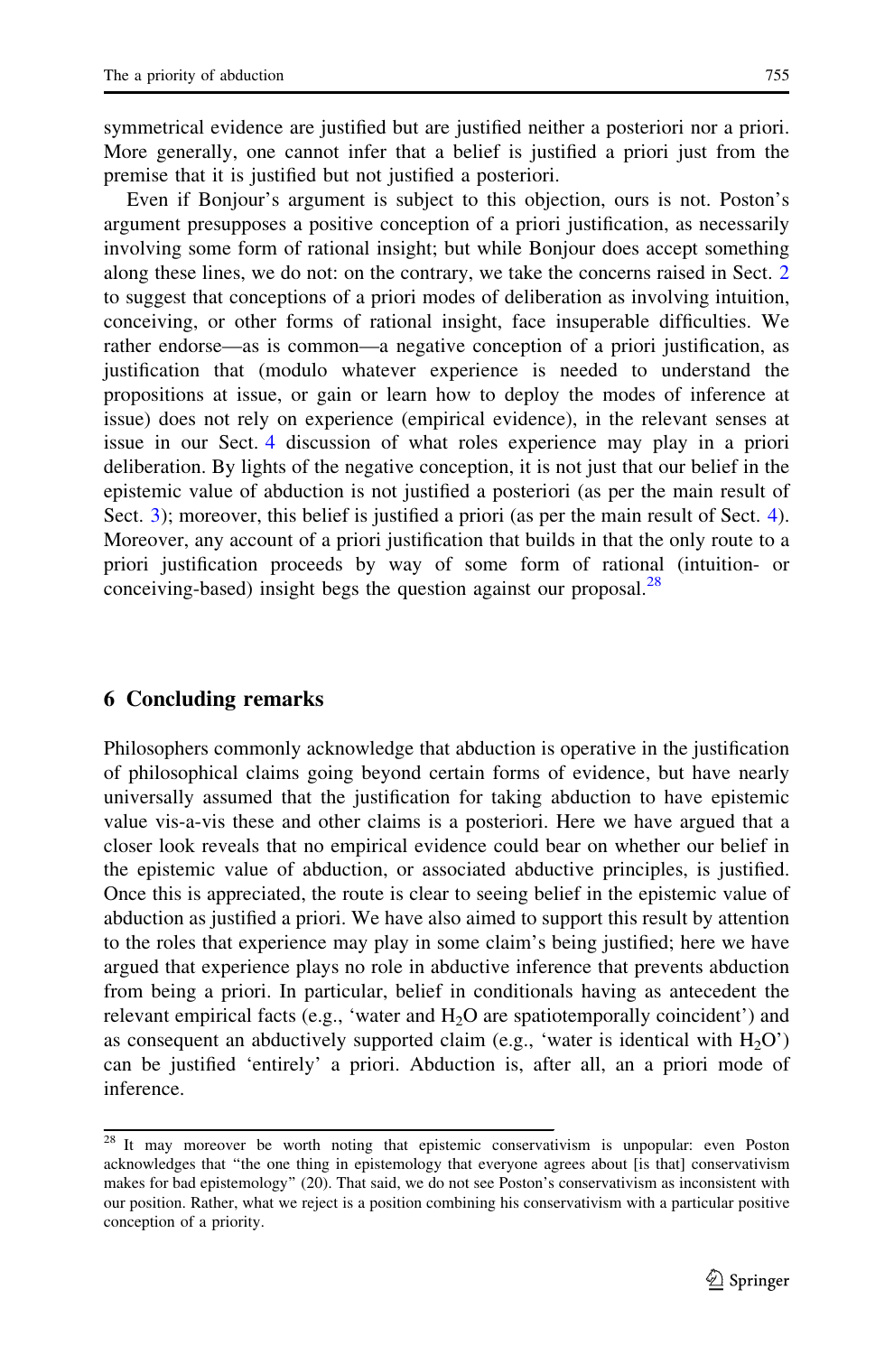symmetrical evidence are justified but are justified neither a posteriori nor a priori. More generally, one cannot infer that a belief is justified a priori just from the premise that it is justified but not justified a posteriori.

Even if Bonjour's argument is subject to this objection, ours is not. Poston's argument presupposes a positive conception of a priori justification, as necessarily involving some form of rational insight; but while Bonjour does accept something along these lines, we do not: on the contrary, we take the concerns raised in Sect. 2 to suggest that conceptions of a priori modes of deliberation as involving intuition, conceiving, or other forms of rational insight, face insuperable difficulties. We rather endorse—as is common—a negative conception of a priori justification, as justification that (modulo whatever experience is needed to understand the propositions at issue, or gain or learn how to deploy the modes of inference at issue) does not rely on experience (empirical evidence), in the relevant senses at issue in our Sect. 4 discussion of what roles experience may play in a priori deliberation. By lights of the negative conception, it is not just that our belief in the epistemic value of abduction is not justified a posteriori (as per the main result of Sect. 3); moreover, this belief is justified a priori (as per the main result of Sect. 4). Moreover, any account of a priori justification that builds in that the only route to a priori justification proceeds by way of some form of rational (intuition- or conceiving-based) insight begs the question against our proposal.[28]

## 6 Concluding remarks

Philosophers commonly acknowledge that abduction is operative in the justification of philosophical claims going beyond certain forms of evidence, but have nearly universally assumed that the justification for taking abduction to have epistemic value vis-a-vis these and other claims is a posteriori. Here we have argued that a closer look reveals that no empirical evidence could bear on whether our belief in the epistemic value of abduction, or associated abductive principles, is justified. Once this is appreciated, the route is clear to seeing belief in the epistemic value of abduction as justified a priori. We have also aimed to support this result by attention to the roles that experience may play in some claim's being justified; here we have argued that experience plays no role in abductive inference that prevents abduction from being a priori. In particular, belief in conditionals having as antecedent the relevant empirical facts (e.g., 'water and $H_2O$ are spatiotemporally coincident') and as consequent an abductively supported claim (e.g., 'water is identical with $H_2O$') can be justified 'entirely' a priori. Abduction is, after all, an a priori mode of inference.

---

[28] It may moreover be worth noting that epistemic conservativism is unpopular: even Poston acknowledges that "the one thing in epistemology that everyone agrees about [is that] conservativism makes for bad epistemology" (20). That said, we do not see Poston's conservativism as inconsistent with our position. Rather, what we reject is a position combining his conservativism with a particular positive conception of a priority.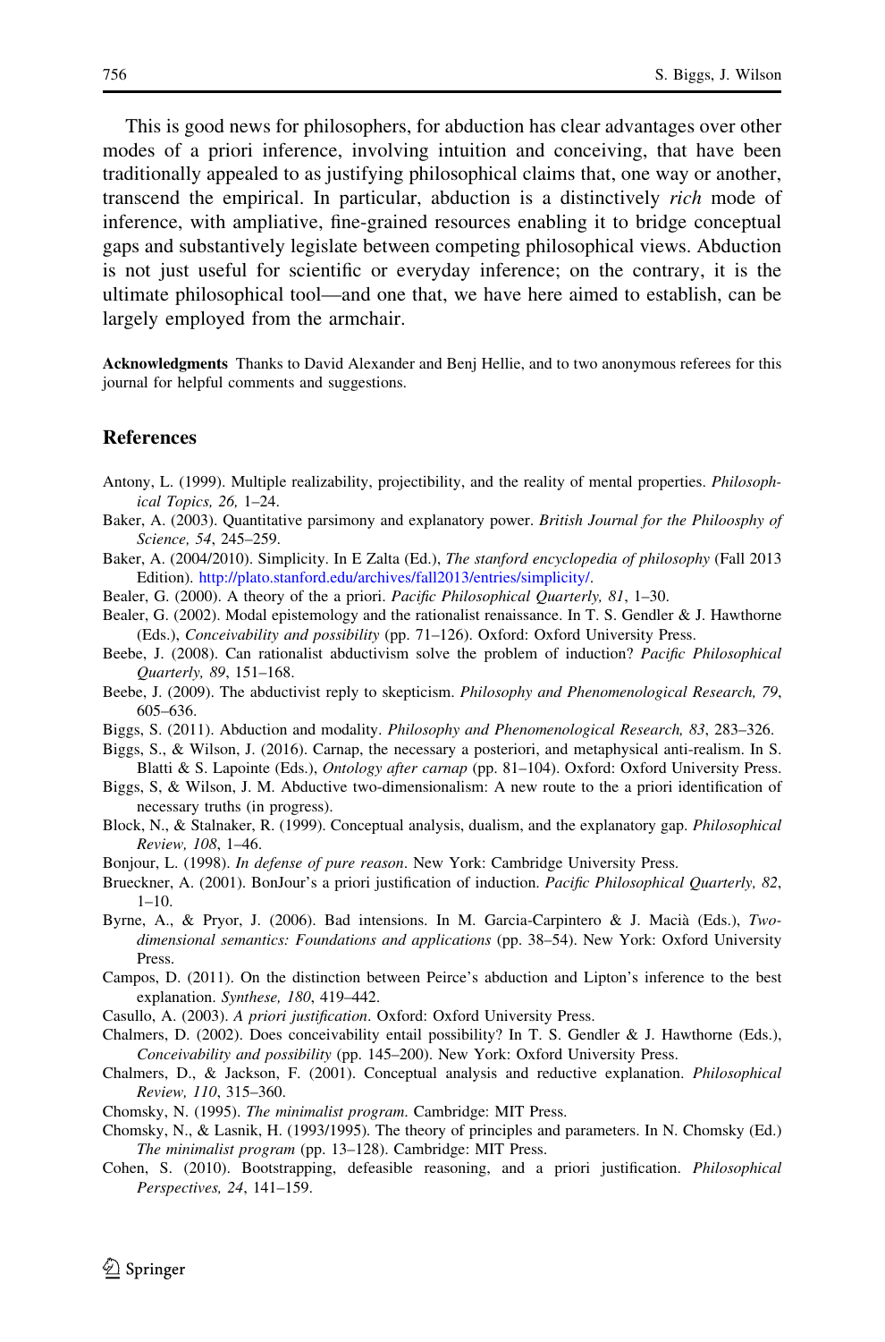This is good news for philosophers, for abduction has clear advantages over other modes of a priori inference, involving intuition and conceiving, that have been traditionally appealed to as justifying philosophical claims that, one way or another, transcend the empirical. In particular, abduction is a distinctively *rich* mode of inference, with ampliative, fine-grained resources enabling it to bridge conceptual gaps and substantively legislate between competing philosophical views. Abduction is not just useful for scientific or everyday inference; on the contrary, it is the ultimate philosophical tool—and one that, we have here aimed to establish, can be largely employed from the armchair.

**Acknowledgments** Thanks to David Alexander and Benj Hellie, and to two anonymous referees for this journal for helpful comments and suggestions.

## References

Antony, L. (1999). Multiple realizability, projectibility, and the reality of mental properties. *Philosophical Topics, 26,* 1–24.

Baker, A. (2003). Quantitative parsimony and explanatory power. *British Journal for the Philoosphy of Science, 54*, 245–259.

Baker, A. (2004/2010). Simplicity. In E Zalta (Ed.), *The stanford encyclopedia of philosophy* (Fall 2013 Edition). http://plato.stanford.edu/archives/fall2013/entries/simplicity/.

Bealer, G. (2000). A theory of the a priori. *Pacific Philosophical Quarterly, 81*, 1–30.

Bealer, G. (2002). Modal epistemology and the rationalist renaissance. In T. S. Gendler & J. Hawthorne (Eds.), *Conceivability and possibility* (pp. 71–126). Oxford: Oxford University Press.

Beebe, J. (2008). Can rationalist abductivism solve the problem of induction? *Pacific Philosophical Quarterly, 89*, 151–168.

Beebe, J. (2009). The abductivist reply to skepticism. *Philosophy and Phenomenological Research, 79*, 605–636.

Biggs, S. (2011). Abduction and modality. *Philosophy and Phenomenological Research, 83*, 283–326.

Biggs, S., & Wilson, J. (2016). Carnap, the necessary a posteriori, and metaphysical anti-realism. In S. Blatti & S. Lapointe (Eds.), *Ontology after carnap* (pp. 81–104). Oxford: Oxford University Press.

Biggs, S, & Wilson, J. M. Abductive two-dimensionalism: A new route to the a priori identification of necessary truths (in progress).

Block, N., & Stalnaker, R. (1999). Conceptual analysis, dualism, and the explanatory gap. *Philosophical Review, 108*, 1–46.

Bonjour, L. (1998). *In defense of pure reason*. New York: Cambridge University Press.

Brueckner, A. (2001). BonJour's a priori justification of induction. *Pacific Philosophical Quarterly, 82*, 1–10.

Byrne, A., & Pryor, J. (2006). Bad intensions. In M. Garcia-Carpintero & J. Macià (Eds.), *Two-dimensional semantics: Foundations and applications* (pp. 38–54). New York: Oxford University Press.

Campos, D. (2011). On the distinction between Peirce's abduction and Lipton's inference to the best explanation. *Synthese, 180*, 419–442.

Casullo, A. (2003). *A priori justification*. Oxford: Oxford University Press.

Chalmers, D. (2002). Does conceivability entail possibility? In T. S. Gendler & J. Hawthorne (Eds.), *Conceivability and possibility* (pp. 145–200). New York: Oxford University Press.

Chalmers, D., & Jackson, F. (2001). Conceptual analysis and reductive explanation. *Philosophical Review, 110*, 315–360.

Chomsky, N. (1995). *The minimalist program*. Cambridge: MIT Press.

Chomsky, N., & Lasnik, H. (1993/1995). The theory of principles and parameters. In N. Chomsky (Ed.) *The minimalist program* (pp. 13–128). Cambridge: MIT Press.

Cohen, S. (2010). Bootstrapping, defeasible reasoning, and a priori justification. *Philosophical Perspectives, 24*, 141–159.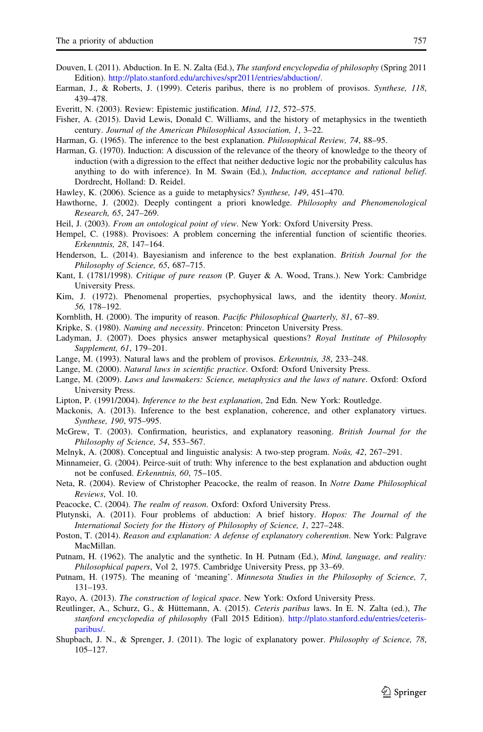Douven, I. (2011). Abduction. In E. N. Zalta (Ed.), *The stanford encyclopedia of philosophy* (Spring 2011 Edition). http://plato.stanford.edu/archives/spr2011/entries/abduction/.

Earman, J., & Roberts, J. (1999). Ceteris paribus, there is no problem of provisos. *Synthese, 118*, 439–478.

Everitt, N. (2003). Review: Epistemic justification. *Mind, 112*, 572–575.

Fisher, A. (2015). David Lewis, Donald C. Williams, and the history of metaphysics in the twentieth century. *Journal of the American Philosophical Association, 1*, 3–22.

Harman, G. (1965). The inference to the best explanation. *Philosophical Review, 74*, 88–95.

Harman, G. (1970). Induction: A discussion of the relevance of the theory of knowledge to the theory of induction (with a digression to the effect that neither deductive logic nor the probability calculus has anything to do with inference). In M. Swain (Ed.), *Induction, acceptance and rational belief*. Dordrecht, Holland: D. Reidel.

Hawley, K. (2006). Science as a guide to metaphysics? *Synthese, 149*, 451–470.

Hawthorne, J. (2002). Deeply contingent a priori knowledge. *Philosophy and Phenomenological Research, 65*, 247–269.

Heil, J. (2003). *From an ontological point of view*. New York: Oxford University Press.

Hempel, C. (1988). Provisoes: A problem concerning the inferential function of scientific theories. *Erkenntnis, 28*, 147–164.

Henderson, L. (2014). Bayesianism and inference to the best explanation. *British Journal for the Philosophy of Science, 65*, 687–715.

Kant, I. (1781/1998). *Critique of pure reason* (P. Guyer & A. Wood, Trans.). New York: Cambridge University Press.

Kim, J. (1972). Phenomenal properties, psychophysical laws, and the identity theory. *Monist, 56*, 178–192.

Kornblith, H. (2000). The impurity of reason. *Pacific Philosophical Quarterly, 81*, 67–89.

Kripke, S. (1980). *Naming and necessity*. Princeton: Princeton University Press.

Ladyman, J. (2007). Does physics answer metaphysical questions? *Royal Institute of Philosophy Supplement, 61*, 179–201.

Lange, M. (1993). Natural laws and the problem of provisos. *Erkenntnis, 38*, 233–248.

Lange, M. (2000). *Natural laws in scientific practice*. Oxford: Oxford University Press.

Lange, M. (2009). *Laws and lawmakers: Science, metaphysics and the laws of nature*. Oxford: Oxford University Press.

Lipton, P. (1991/2004). *Inference to the best explanation*, 2nd Edn. New York: Routledge.

Mackonis, A. (2013). Inference to the best explanation, coherence, and other explanatory virtues. *Synthese, 190*, 975–995.

McGrew, T. (2003). Confirmation, heuristics, and explanatory reasoning. *British Journal for the Philosophy of Science, 54*, 553–567.

Melnyk, A. (2008). Conceptual and linguistic analysis: A two-step program. *Noûs, 42*, 267–291.

Minnameier, G. (2004). Peirce-suit of truth: Why inference to the best explanation and abduction ought not be confused. *Erkenntnis, 60*, 75–105.

Neta, R. (2004). Review of Christopher Peacocke, the realm of reason. In *Notre Dame Philosophical Reviews*, Vol. 10.

Peacocke, C. (2004). *The realm of reason*. Oxford: Oxford University Press.

Plutynski, A. (2011). Four problems of abduction: A brief history. *Hopos: The Journal of the International Society for the History of Philosophy of Science, 1*, 227–248.

Poston, T. (2014). *Reason and explanation: A defense of explanatory coherentism*. New York: Palgrave MacMillan.

Putnam, H. (1962). The analytic and the synthetic. In H. Putnam (Ed.), *Mind, language, and reality: Philosophical papers*, Vol 2, 1975. Cambridge University Press, pp 33–69.

Putnam, H. (1975). The meaning of 'meaning'. *Minnesota Studies in the Philosophy of Science, 7*, 131–193.

Rayo, A. (2013). *The construction of logical space*. New York: Oxford University Press.

Reutlinger, A., Schurz, G., & Hüttemann, A. (2015). *Ceteris paribus* laws. In E. N. Zalta (ed.), *The stanford encyclopedia of philosophy* (Fall 2015 Edition). http://plato.stanford.edu/entries/ceteris-paribus/.

Shupbach, J. N., & Sprenger, J. (2011). The logic of explanatory power. *Philosophy of Science, 78*, 105–127.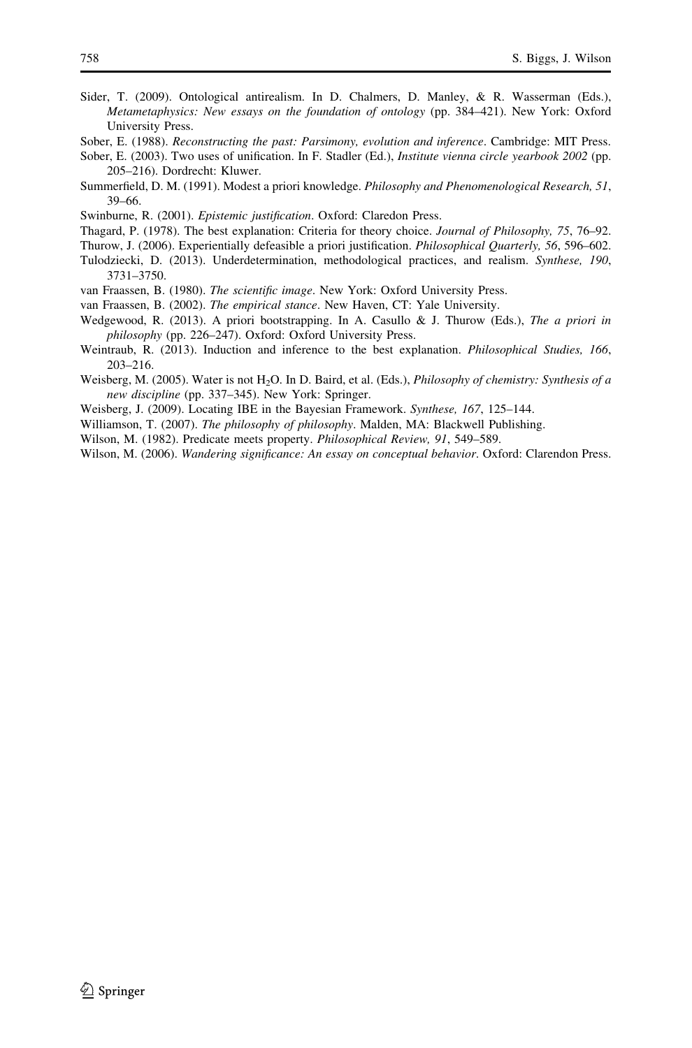Sider, T. (2009). Ontological antirealism. In D. Chalmers, D. Manley, & R. Wasserman (Eds.), *Metametaphysics: New essays on the foundation of ontology* (pp. 384–421). New York: Oxford University Press.

Sober, E. (1988). *Reconstructing the past: Parsimony, evolution and inference*. Cambridge: MIT Press.

Sober, E. (2003). Two uses of unification. In F. Stadler (Ed.), *Institute vienna circle yearbook 2002* (pp. 205–216). Dordrecht: Kluwer.

Summerfield, D. M. (1991). Modest a priori knowledge. *Philosophy and Phenomenological Research, 51*, 39–66.

Swinburne, R. (2001). *Epistemic justification*. Oxford: Claredon Press.

Thagard, P. (1978). The best explanation: Criteria for theory choice. *Journal of Philosophy, 75*, 76–92.

Thurow, J. (2006). Experientially defeasible a priori justification. *Philosophical Quarterly, 56*, 596–602.

Tulodziecki, D. (2013). Underdetermination, methodological practices, and realism. *Synthese, 190*, 3731–3750.

van Fraassen, B. (1980). *The scientific image*. New York: Oxford University Press.

van Fraassen, B. (2002). *The empirical stance*. New Haven, CT: Yale University.

Wedgewood, R. (2013). A priori bootstrapping. In A. Casullo & J. Thurow (Eds.), *The a priori in philosophy* (pp. 226–247). Oxford: Oxford University Press.

Weintraub, R. (2013). Induction and inference to the best explanation. *Philosophical Studies, 166*, 203–216.

Weisberg, M. (2005). Water is not $H_2O$. In D. Baird, et al. (Eds.), *Philosophy of chemistry: Synthesis of a new discipline* (pp. 337–345). New York: Springer.

Weisberg, J. (2009). Locating IBE in the Bayesian Framework. *Synthese, 167*, 125–144.

Williamson, T. (2007). *The philosophy of philosophy*. Malden, MA: Blackwell Publishing.

Wilson, M. (1982). Predicate meets property. *Philosophical Review, 91*, 549–589.

Wilson, M. (2006). *Wandering significance: An essay on conceptual behavior*. Oxford: Clarendon Press.